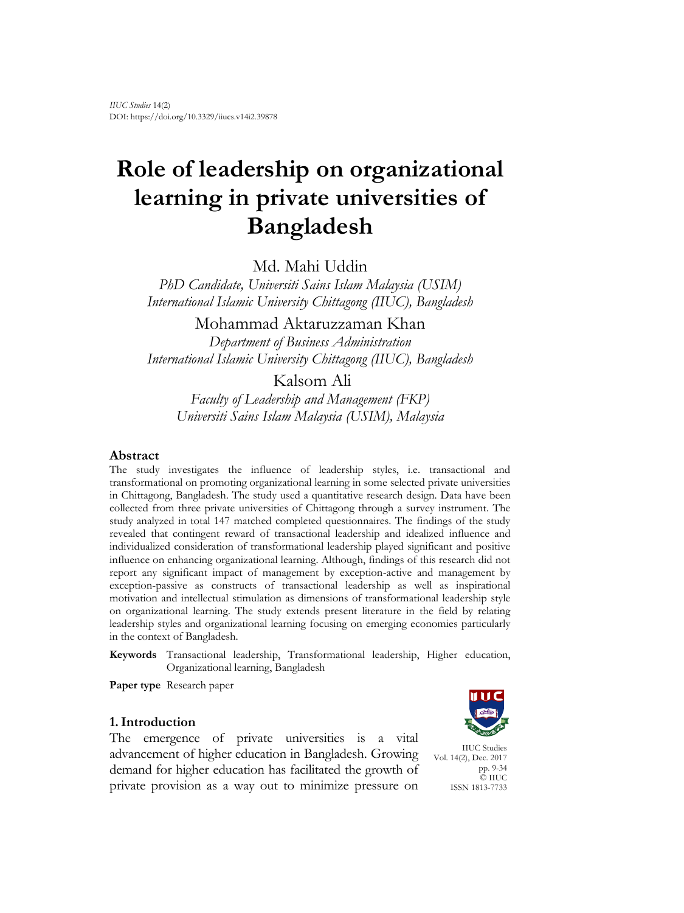*IIUC Studies* 14(2)
DOI: https://doi.org/10.3329/iiucs.v14i2.39878

# Role of leadership on organizational learning in private universities of Bangladesh

Md. Mahi Uddin
*PhD Candidate, Universiti Sains Islam Malaysia (USIM)*
*International Islamic University Chittagong (IIUC), Bangladesh*

Mohammad Aktaruzzaman Khan
*Department of Business Administration*
*International Islamic University Chittagong (IIUC), Bangladesh*

Kalsom Ali
*Faculty of Leadership and Management (FKP)*
*Universiti Sains Islam Malaysia (USIM), Malaysia*

## Abstract

The study investigates the influence of leadership styles, i.e. transactional and transformational on promoting organizational learning in some selected private universities in Chittagong, Bangladesh. The study used a quantitative research design. Data have been collected from three private universities of Chittagong through a survey instrument. The study analyzed in total 147 matched completed questionnaires. The findings of the study revealed that contingent reward of transactional leadership and idealized influence and individualized consideration of transformational leadership played significant and positive influence on enhancing organizational learning. Although, findings of this research did not report any significant impact of management by exception-active and management by exception-passive as constructs of transactional leadership as well as inspirational motivation and intellectual stimulation as dimensions of transformational leadership style on organizational learning. The study extends present literature in the field by relating leadership styles and organizational learning focusing on emerging economies particularly in the context of Bangladesh.

**Keywords** Transactional leadership, Transformational leadership, Higher education, Organizational learning, Bangladesh

**Paper type** Research paper

IIUC Studies
Vol. 14(2), Dec. 2017
pp. 9-34
© IIUC
ISSN 1813-7733

## 1. Introduction

The emergence of private universities is a vital advancement of higher education in Bangladesh. Growing demand for higher education has facilitated the growth of private provision as a way out to minimize pressure on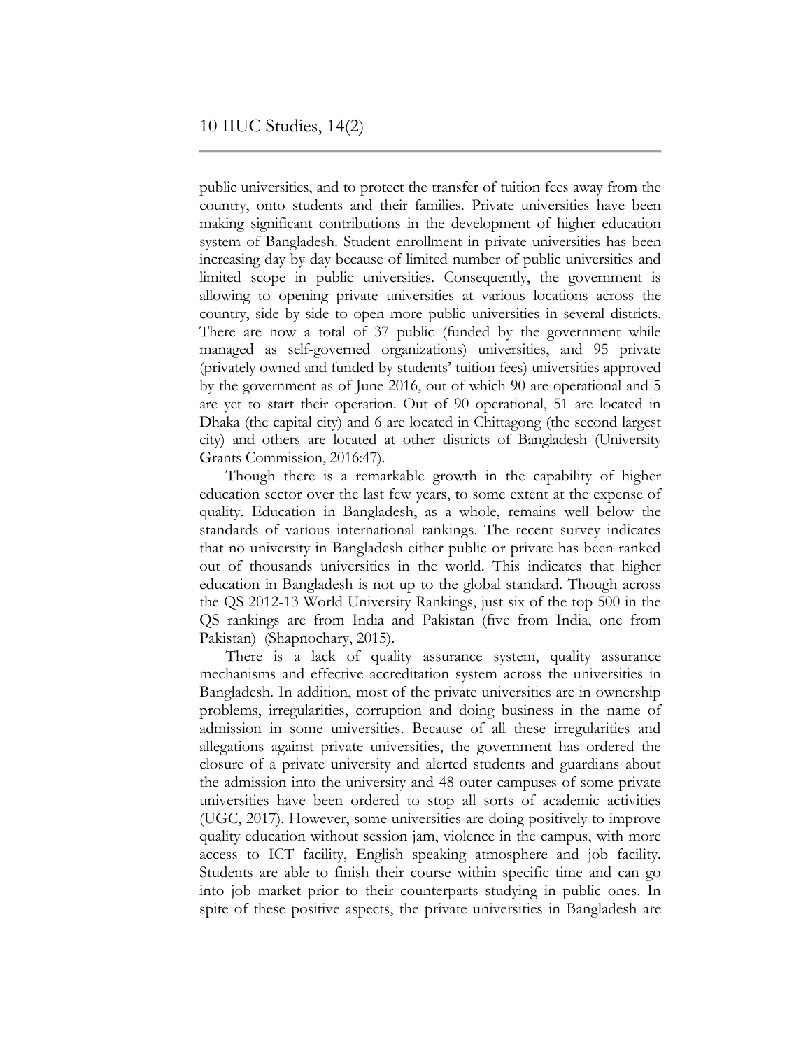public universities, and to protect the transfer of tuition fees away from the country, onto students and their families. Private universities have been making significant contributions in the development of higher education system of Bangladesh. Student enrollment in private universities has been increasing day by day because of limited number of public universities and limited scope in public universities. Consequently, the government is allowing to opening private universities at various locations across the country, side by side to open more public universities in several districts. There are now a total of 37 public (funded by the government while managed as self-governed organizations) universities, and 95 private (privately owned and funded by students' tuition fees) universities approved by the government as of June 2016, out of which 90 are operational and 5 are yet to start their operation. Out of 90 operational, 51 are located in Dhaka (the capital city) and 6 are located in Chittagong (the second largest city) and others are located at other districts of Bangladesh (University Grants Commission, 2016:47).

Though there is a remarkable growth in the capability of higher education sector over the last few years, to some extent at the expense of quality. Education in Bangladesh, as a whole, remains well below the standards of various international rankings. The recent survey indicates that no university in Bangladesh either public or private has been ranked out of thousands universities in the world. This indicates that higher education in Bangladesh is not up to the global standard. Though across the QS 2012-13 World University Rankings, just six of the top 500 in the QS rankings are from India and Pakistan (five from India, one from Pakistan) (Shapnochary, 2015).

There is a lack of quality assurance system, quality assurance mechanisms and effective accreditation system across the universities in Bangladesh. In addition, most of the private universities are in ownership problems, irregularities, corruption and doing business in the name of admission in some universities. Because of all these irregularities and allegations against private universities, the government has ordered the closure of a private university and alerted students and guardians about the admission into the university and 48 outer campuses of some private universities have been ordered to stop all sorts of academic activities (UGC, 2017). However, some universities are doing positively to improve quality education without session jam, violence in the campus, with more access to ICT facility, English speaking atmosphere and job facility. Students are able to finish their course within specific time and can go into job market prior to their counterparts studying in public ones. In spite of these positive aspects, the private universities in Bangladesh are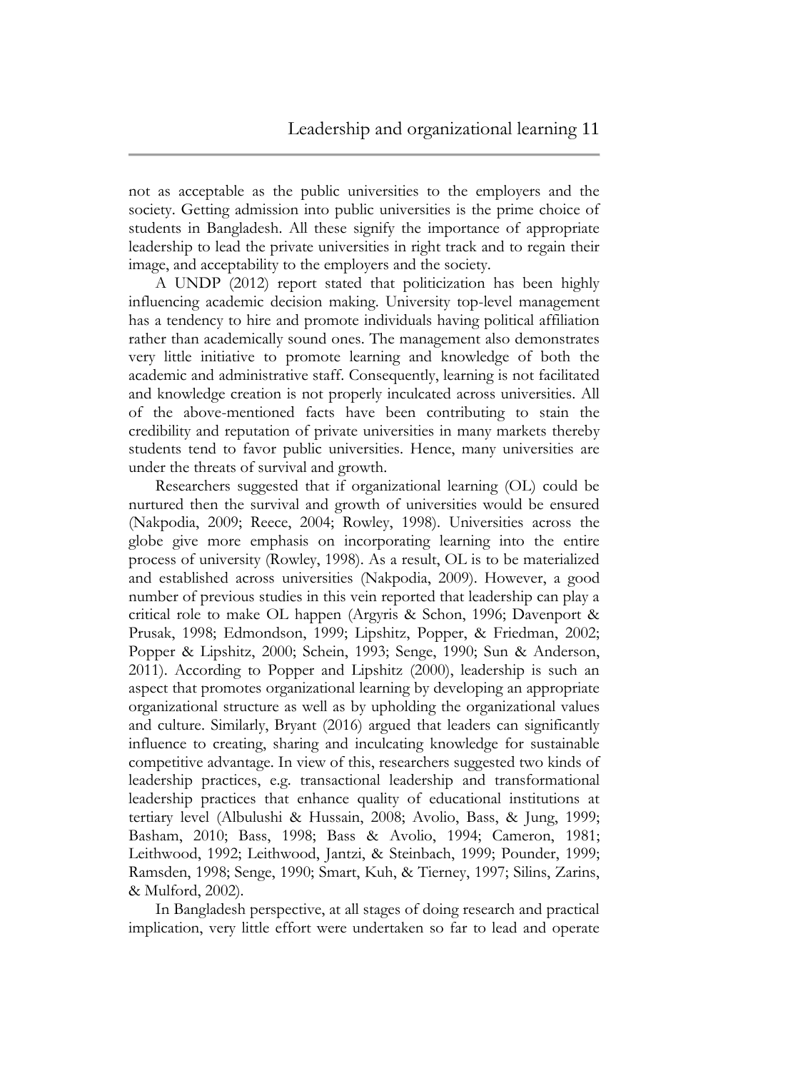not as acceptable as the public universities to the employers and the society. Getting admission into public universities is the prime choice of students in Bangladesh. All these signify the importance of appropriate leadership to lead the private universities in right track and to regain their image, and acceptability to the employers and the society.

A UNDP (2012) report stated that politicization has been highly influencing academic decision making. University top-level management has a tendency to hire and promote individuals having political affiliation rather than academically sound ones. The management also demonstrates very little initiative to promote learning and knowledge of both the academic and administrative staff. Consequently, learning is not facilitated and knowledge creation is not properly inculcated across universities. All of the above-mentioned facts have been contributing to stain the credibility and reputation of private universities in many markets thereby students tend to favor public universities. Hence, many universities are under the threats of survival and growth.

Researchers suggested that if organizational learning (OL) could be nurtured then the survival and growth of universities would be ensured (Nakpodia, 2009; Reece, 2004; Rowley, 1998). Universities across the globe give more emphasis on incorporating learning into the entire process of university (Rowley, 1998). As a result, OL is to be materialized and established across universities (Nakpodia, 2009). However, a good number of previous studies in this vein reported that leadership can play a critical role to make OL happen (Argyris & Schon, 1996; Davenport & Prusak, 1998; Edmondson, 1999; Lipshitz, Popper, & Friedman, 2002; Popper & Lipshitz, 2000; Schein, 1993; Senge, 1990; Sun & Anderson, 2011). According to Popper and Lipshitz (2000), leadership is such an aspect that promotes organizational learning by developing an appropriate organizational structure as well as by upholding the organizational values and culture. Similarly, Bryant (2016) argued that leaders can significantly influence to creating, sharing and inculcating knowledge for sustainable competitive advantage. In view of this, researchers suggested two kinds of leadership practices, e.g. transactional leadership and transformational leadership practices that enhance quality of educational institutions at tertiary level (Albulushi & Hussain, 2008; Avolio, Bass, & Jung, 1999; Basham, 2010; Bass, 1998; Bass & Avolio, 1994; Cameron, 1981; Leithwood, 1992; Leithwood, Jantzi, & Steinbach, 1999; Pounder, 1999; Ramsden, 1998; Senge, 1990; Smart, Kuh, & Tierney, 1997; Silins, Zarins, & Mulford, 2002).

In Bangladesh perspective, at all stages of doing research and practical implication, very little effort were undertaken so far to lead and operate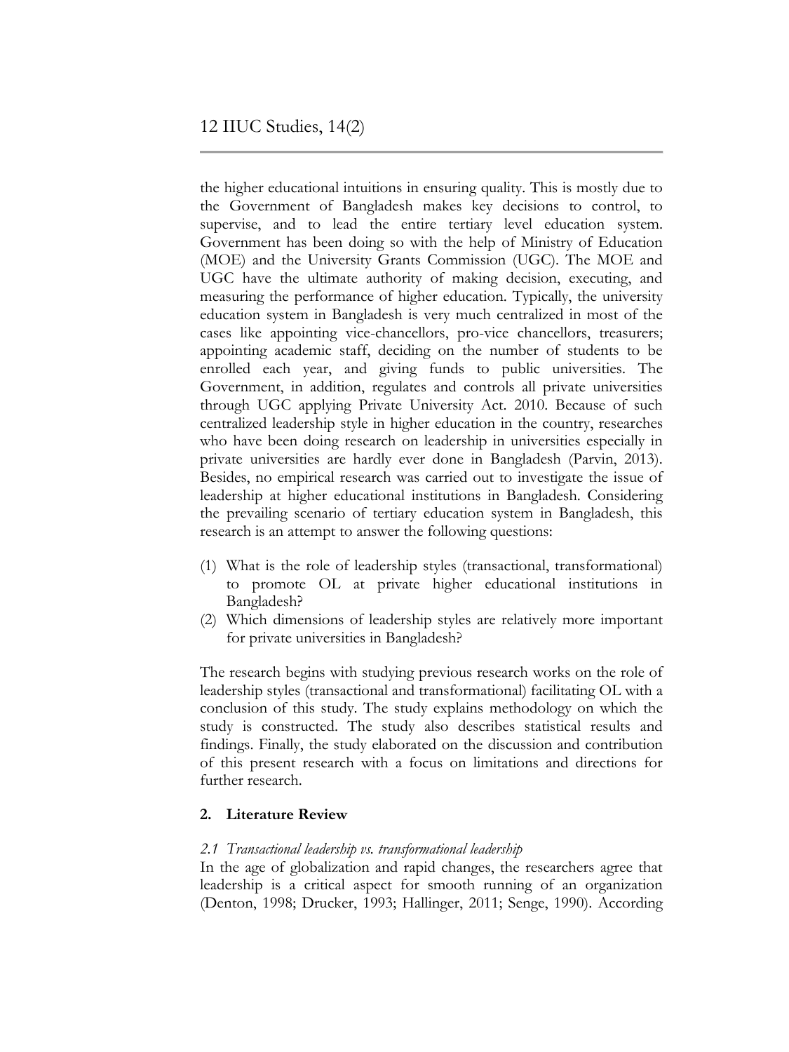the higher educational intuitions in ensuring quality. This is mostly due to the Government of Bangladesh makes key decisions to control, to supervise, and to lead the entire tertiary level education system. Government has been doing so with the help of Ministry of Education (MOE) and the University Grants Commission (UGC). The MOE and UGC have the ultimate authority of making decision, executing, and measuring the performance of higher education. Typically, the university education system in Bangladesh is very much centralized in most of the cases like appointing vice-chancellors, pro-vice chancellors, treasurers; appointing academic staff, deciding on the number of students to be enrolled each year, and giving funds to public universities. The Government, in addition, regulates and controls all private universities through UGC applying Private University Act. 2010. Because of such centralized leadership style in higher education in the country, researches who have been doing research on leadership in universities especially in private universities are hardly ever done in Bangladesh (Parvin, 2013). Besides, no empirical research was carried out to investigate the issue of leadership at higher educational institutions in Bangladesh. Considering the prevailing scenario of tertiary education system in Bangladesh, this research is an attempt to answer the following questions:

(1) What is the role of leadership styles (transactional, transformational) to promote OL at private higher educational institutions in Bangladesh?
(2) Which dimensions of leadership styles are relatively more important for private universities in Bangladesh?

The research begins with studying previous research works on the role of leadership styles (transactional and transformational) facilitating OL with a conclusion of this study. The study explains methodology on which the study is constructed. The study also describes statistical results and findings. Finally, the study elaborated on the discussion and contribution of this present research with a focus on limitations and directions for further research.

## 2. Literature Review

### *2.1 Transactional leadership vs. transformational leadership*

In the age of globalization and rapid changes, the researchers agree that leadership is a critical aspect for smooth running of an organization (Denton, 1998; Drucker, 1993; Hallinger, 2011; Senge, 1990). According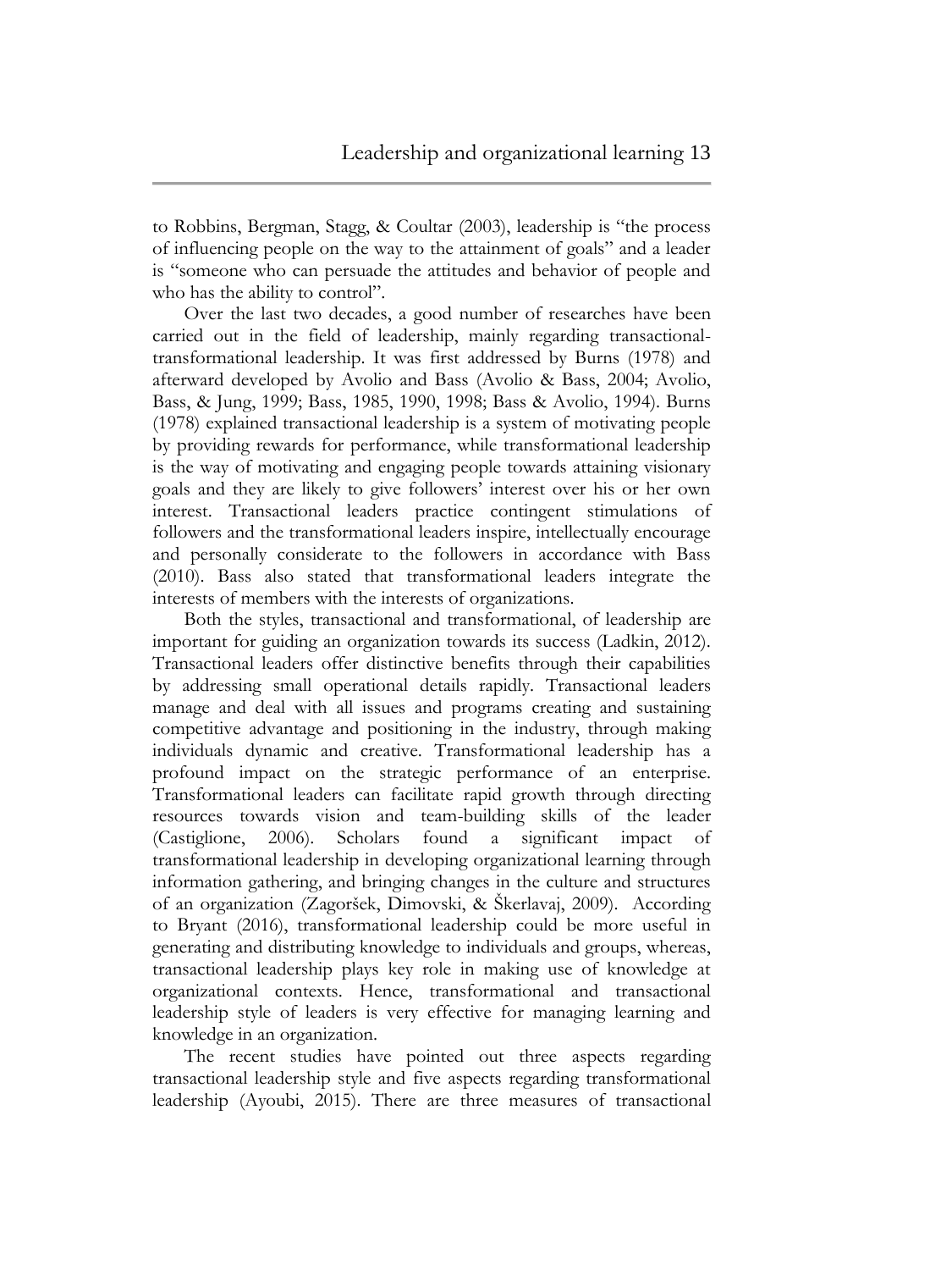to Robbins, Bergman, Stagg, & Coultar (2003), leadership is "the process of influencing people on the way to the attainment of goals" and a leader is "someone who can persuade the attitudes and behavior of people and who has the ability to control".

Over the last two decades, a good number of researches have been carried out in the field of leadership, mainly regarding transactional-transformational leadership. It was first addressed by Burns (1978) and afterward developed by Avolio and Bass (Avolio & Bass, 2004; Avolio, Bass, & Jung, 1999; Bass, 1985, 1990, 1998; Bass & Avolio, 1994). Burns (1978) explained transactional leadership is a system of motivating people by providing rewards for performance, while transformational leadership is the way of motivating and engaging people towards attaining visionary goals and they are likely to give followers' interest over his or her own interest. Transactional leaders practice contingent stimulations of followers and the transformational leaders inspire, intellectually encourage and personally considerate to the followers in accordance with Bass (2010). Bass also stated that transformational leaders integrate the interests of members with the interests of organizations.

Both the styles, transactional and transformational, of leadership are important for guiding an organization towards its success (Ladkin, 2012). Transactional leaders offer distinctive benefits through their capabilities by addressing small operational details rapidly. Transactional leaders manage and deal with all issues and programs creating and sustaining competitive advantage and positioning in the industry, through making individuals dynamic and creative. Transformational leadership has a profound impact on the strategic performance of an enterprise. Transformational leaders can facilitate rapid growth through directing resources towards vision and team-building skills of the leader (Castiglione, 2006). Scholars found a significant impact of transformational leadership in developing organizational learning through information gathering, and bringing changes in the culture and structures of an organization (Zagoršek, Dimovski, & Škerlavaj, 2009). According to Bryant (2016), transformational leadership could be more useful in generating and distributing knowledge to individuals and groups, whereas, transactional leadership plays key role in making use of knowledge at organizational contexts. Hence, transformational and transactional leadership style of leaders is very effective for managing learning and knowledge in an organization.

The recent studies have pointed out three aspects regarding transactional leadership style and five aspects regarding transformational leadership (Ayoubi, 2015). There are three measures of transactional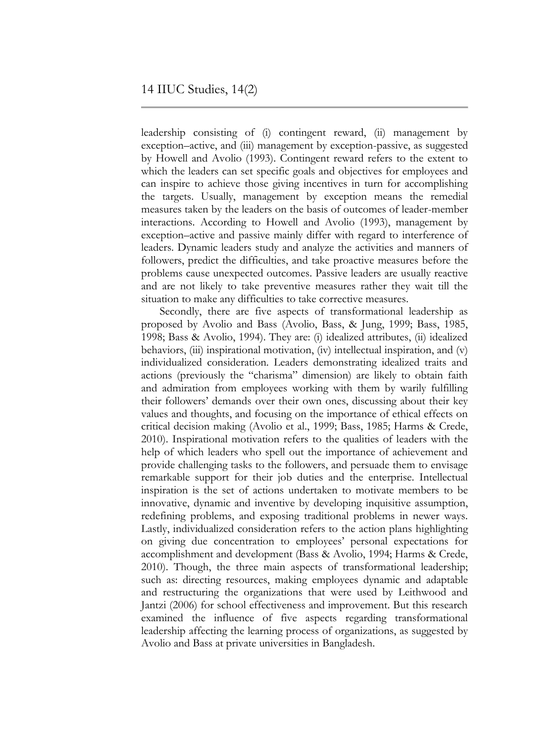leadership consisting of (i) contingent reward, (ii) management by exception–active, and (iii) management by exception-passive, as suggested by Howell and Avolio (1993). Contingent reward refers to the extent to which the leaders can set specific goals and objectives for employees and can inspire to achieve those giving incentives in turn for accomplishing the targets. Usually, management by exception means the remedial measures taken by the leaders on the basis of outcomes of leader-member interactions. According to Howell and Avolio (1993), management by exception–active and passive mainly differ with regard to interference of leaders. Dynamic leaders study and analyze the activities and manners of followers, predict the difficulties, and take proactive measures before the problems cause unexpected outcomes. Passive leaders are usually reactive and are not likely to take preventive measures rather they wait till the situation to make any difficulties to take corrective measures.

Secondly, there are five aspects of transformational leadership as proposed by Avolio and Bass (Avolio, Bass, & Jung, 1999; Bass, 1985, 1998; Bass & Avolio, 1994). They are: (i) idealized attributes, (ii) idealized behaviors, (iii) inspirational motivation, (iv) intellectual inspiration, and (v) individualized consideration. Leaders demonstrating idealized traits and actions (previously the "charisma" dimension) are likely to obtain faith and admiration from employees working with them by warily fulfilling their followers' demands over their own ones, discussing about their key values and thoughts, and focusing on the importance of ethical effects on critical decision making (Avolio et al., 1999; Bass, 1985; Harms & Crede, 2010). Inspirational motivation refers to the qualities of leaders with the help of which leaders who spell out the importance of achievement and provide challenging tasks to the followers, and persuade them to envisage remarkable support for their job duties and the enterprise. Intellectual inspiration is the set of actions undertaken to motivate members to be innovative, dynamic and inventive by developing inquisitive assumption, redefining problems, and exposing traditional problems in newer ways. Lastly, individualized consideration refers to the action plans highlighting on giving due concentration to employees' personal expectations for accomplishment and development (Bass & Avolio, 1994; Harms & Crede, 2010). Though, the three main aspects of transformational leadership; such as: directing resources, making employees dynamic and adaptable and restructuring the organizations that were used by Leithwood and Jantzi (2006) for school effectiveness and improvement. But this research examined the influence of five aspects regarding transformational leadership affecting the learning process of organizations, as suggested by Avolio and Bass at private universities in Bangladesh.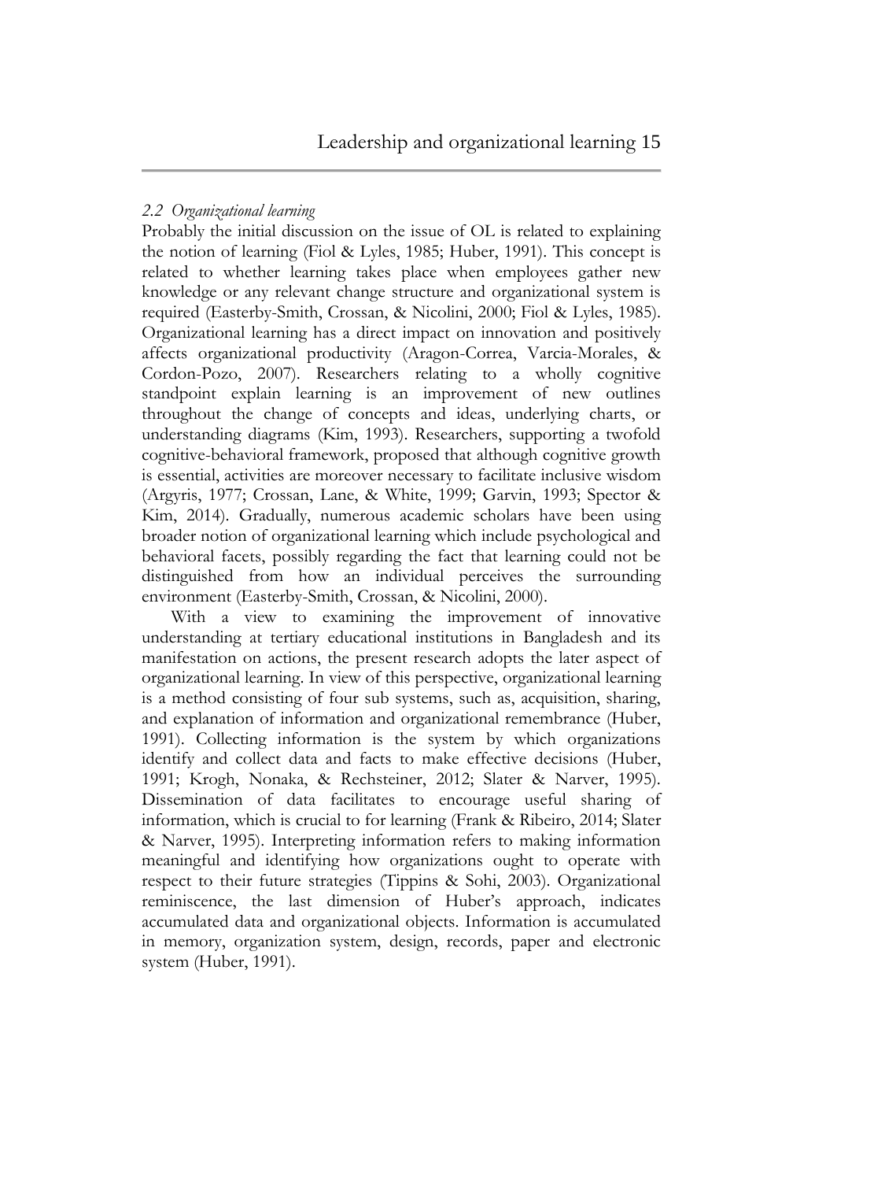### *2.2 Organizational learning*

Probably the initial discussion on the issue of OL is related to explaining the notion of learning (Fiol & Lyles, 1985; Huber, 1991). This concept is related to whether learning takes place when employees gather new knowledge or any relevant change structure and organizational system is required (Easterby-Smith, Crossan, & Nicolini, 2000; Fiol & Lyles, 1985). Organizational learning has a direct impact on innovation and positively affects organizational productivity (Aragon-Correa, Varcia-Morales, & Cordon-Pozo, 2007). Researchers relating to a wholly cognitive standpoint explain learning is an improvement of new outlines throughout the change of concepts and ideas, underlying charts, or understanding diagrams (Kim, 1993). Researchers, supporting a twofold cognitive-behavioral framework, proposed that although cognitive growth is essential, activities are moreover necessary to facilitate inclusive wisdom (Argyris, 1977; Crossan, Lane, & White, 1999; Garvin, 1993; Spector & Kim, 2014). Gradually, numerous academic scholars have been using broader notion of organizational learning which include psychological and behavioral facets, possibly regarding the fact that learning could not be distinguished from how an individual perceives the surrounding environment (Easterby-Smith, Crossan, & Nicolini, 2000).

With a view to examining the improvement of innovative understanding at tertiary educational institutions in Bangladesh and its manifestation on actions, the present research adopts the later aspect of organizational learning. In view of this perspective, organizational learning is a method consisting of four sub systems, such as, acquisition, sharing, and explanation of information and organizational remembrance (Huber, 1991). Collecting information is the system by which organizations identify and collect data and facts to make effective decisions (Huber, 1991; Krogh, Nonaka, & Rechsteiner, 2012; Slater & Narver, 1995). Dissemination of data facilitates to encourage useful sharing of information, which is crucial to for learning (Frank & Ribeiro, 2014; Slater & Narver, 1995). Interpreting information refers to making information meaningful and identifying how organizations ought to operate with respect to their future strategies (Tippins & Sohi, 2003). Organizational reminiscence, the last dimension of Huber's approach, indicates accumulated data and organizational objects. Information is accumulated in memory, organization system, design, records, paper and electronic system (Huber, 1991).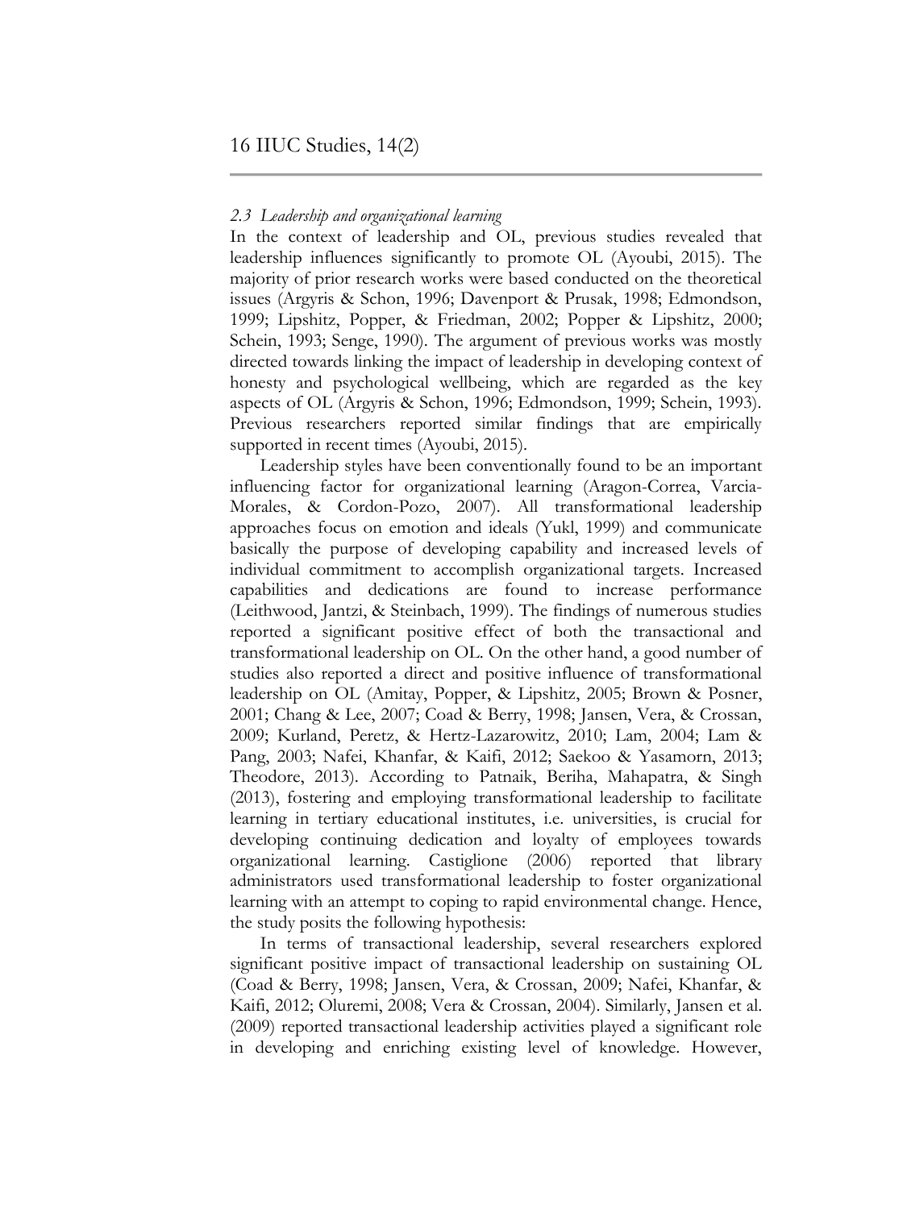### *2.3 Leadership and organizational learning*

In the context of leadership and OL, previous studies revealed that leadership influences significantly to promote OL (Ayoubi, 2015). The majority of prior research works were based conducted on the theoretical issues (Argyris & Schon, 1996; Davenport & Prusak, 1998; Edmondson, 1999; Lipshitz, Popper, & Friedman, 2002; Popper & Lipshitz, 2000; Schein, 1993; Senge, 1990). The argument of previous works was mostly directed towards linking the impact of leadership in developing context of honesty and psychological wellbeing, which are regarded as the key aspects of OL (Argyris & Schon, 1996; Edmondson, 1999; Schein, 1993). Previous researchers reported similar findings that are empirically supported in recent times (Ayoubi, 2015).

Leadership styles have been conventionally found to be an important influencing factor for organizational learning (Aragon-Correa, Varcia-Morales, & Cordon-Pozo, 2007). All transformational leadership approaches focus on emotion and ideals (Yukl, 1999) and communicate basically the purpose of developing capability and increased levels of individual commitment to accomplish organizational targets. Increased capabilities and dedications are found to increase performance (Leithwood, Jantzi, & Steinbach, 1999). The findings of numerous studies reported a significant positive effect of both the transactional and transformational leadership on OL. On the other hand, a good number of studies also reported a direct and positive influence of transformational leadership on OL (Amitay, Popper, & Lipshitz, 2005; Brown & Posner, 2001; Chang & Lee, 2007; Coad & Berry, 1998; Jansen, Vera, & Crossan, 2009; Kurland, Peretz, & Hertz-Lazarowitz, 2010; Lam, 2004; Lam & Pang, 2003; Nafei, Khanfar, & Kaifi, 2012; Saekoo & Yasamorn, 2013; Theodore, 2013). According to Patnaik, Beriha, Mahapatra, & Singh (2013), fostering and employing transformational leadership to facilitate learning in tertiary educational institutes, i.e. universities, is crucial for developing continuing dedication and loyalty of employees towards organizational learning. Castiglione (2006) reported that library administrators used transformational leadership to foster organizational learning with an attempt to coping to rapid environmental change. Hence, the study posits the following hypothesis:

In terms of transactional leadership, several researchers explored significant positive impact of transactional leadership on sustaining OL (Coad & Berry, 1998; Jansen, Vera, & Crossan, 2009; Nafei, Khanfar, & Kaifi, 2012; Oluremi, 2008; Vera & Crossan, 2004). Similarly, Jansen et al. (2009) reported transactional leadership activities played a significant role in developing and enriching existing level of knowledge. However,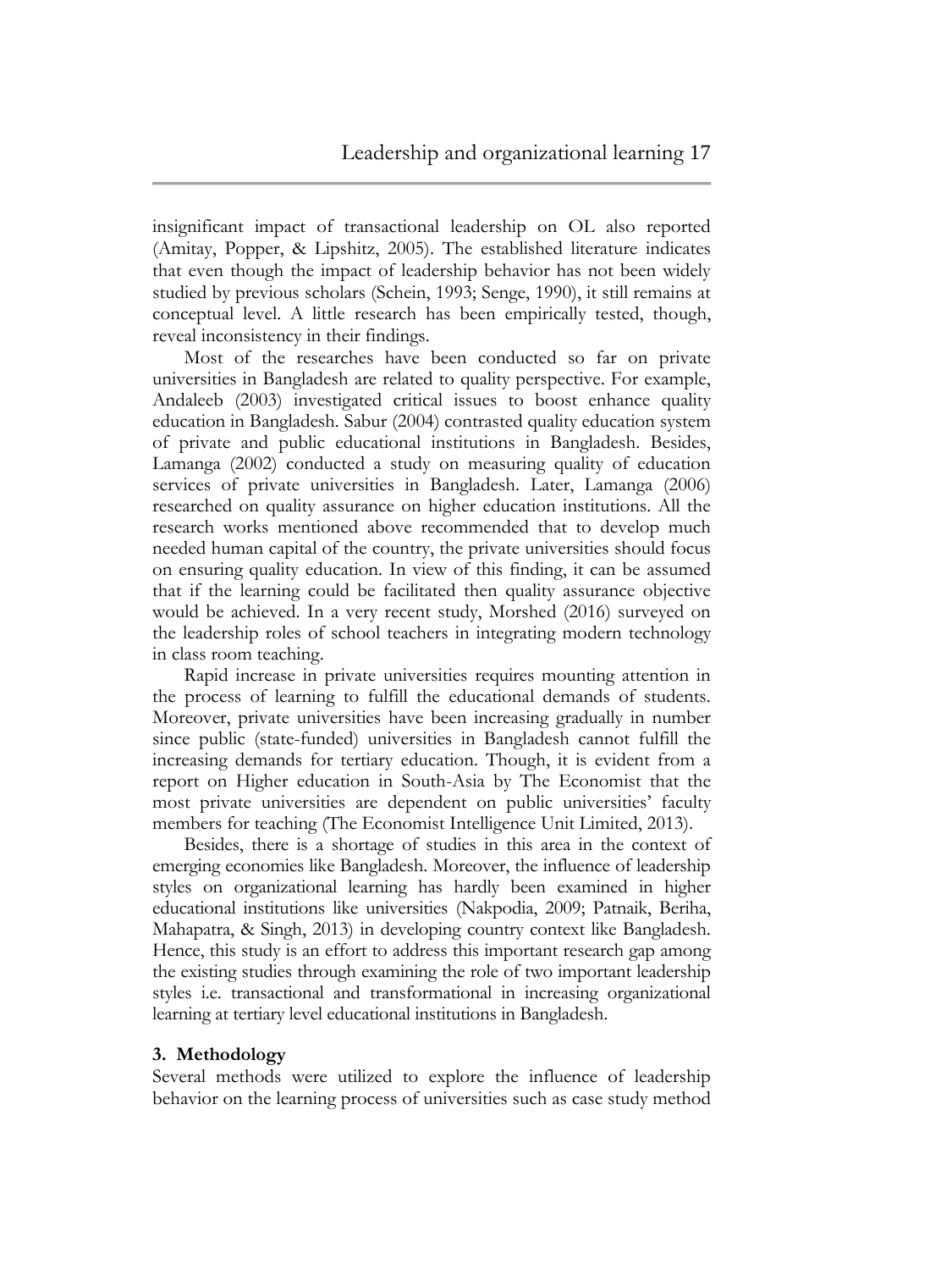insignificant impact of transactional leadership on OL also reported (Amitay, Popper, & Lipshitz, 2005). The established literature indicates that even though the impact of leadership behavior has not been widely studied by previous scholars (Schein, 1993; Senge, 1990), it still remains at conceptual level. A little research has been empirically tested, though, reveal inconsistency in their findings.

Most of the researches have been conducted so far on private universities in Bangladesh are related to quality perspective. For example, Andaleeb (2003) investigated critical issues to boost enhance quality education in Bangladesh. Sabur (2004) contrasted quality education system of private and public educational institutions in Bangladesh. Besides, Lamanga (2002) conducted a study on measuring quality of education services of private universities in Bangladesh. Later, Lamanga (2006) researched on quality assurance on higher education institutions. All the research works mentioned above recommended that to develop much needed human capital of the country, the private universities should focus on ensuring quality education. In view of this finding, it can be assumed that if the learning could be facilitated then quality assurance objective would be achieved. In a very recent study, Morshed (2016) surveyed on the leadership roles of school teachers in integrating modern technology in class room teaching.

Rapid increase in private universities requires mounting attention in the process of learning to fulfill the educational demands of students. Moreover, private universities have been increasing gradually in number since public (state-funded) universities in Bangladesh cannot fulfill the increasing demands for tertiary education. Though, it is evident from a report on Higher education in South-Asia by The Economist that the most private universities are dependent on public universities' faculty members for teaching (The Economist Intelligence Unit Limited, 2013).

Besides, there is a shortage of studies in this area in the context of emerging economies like Bangladesh. Moreover, the influence of leadership styles on organizational learning has hardly been examined in higher educational institutions like universities (Nakpodia, 2009; Patnaik, Beriha, Mahapatra, & Singh, 2013) in developing country context like Bangladesh. Hence, this study is an effort to address this important research gap among the existing studies through examining the role of two important leadership styles i.e. transactional and transformational in increasing organizational learning at tertiary level educational institutions in Bangladesh.

## 3. Methodology

Several methods were utilized to explore the influence of leadership behavior on the learning process of universities such as case study method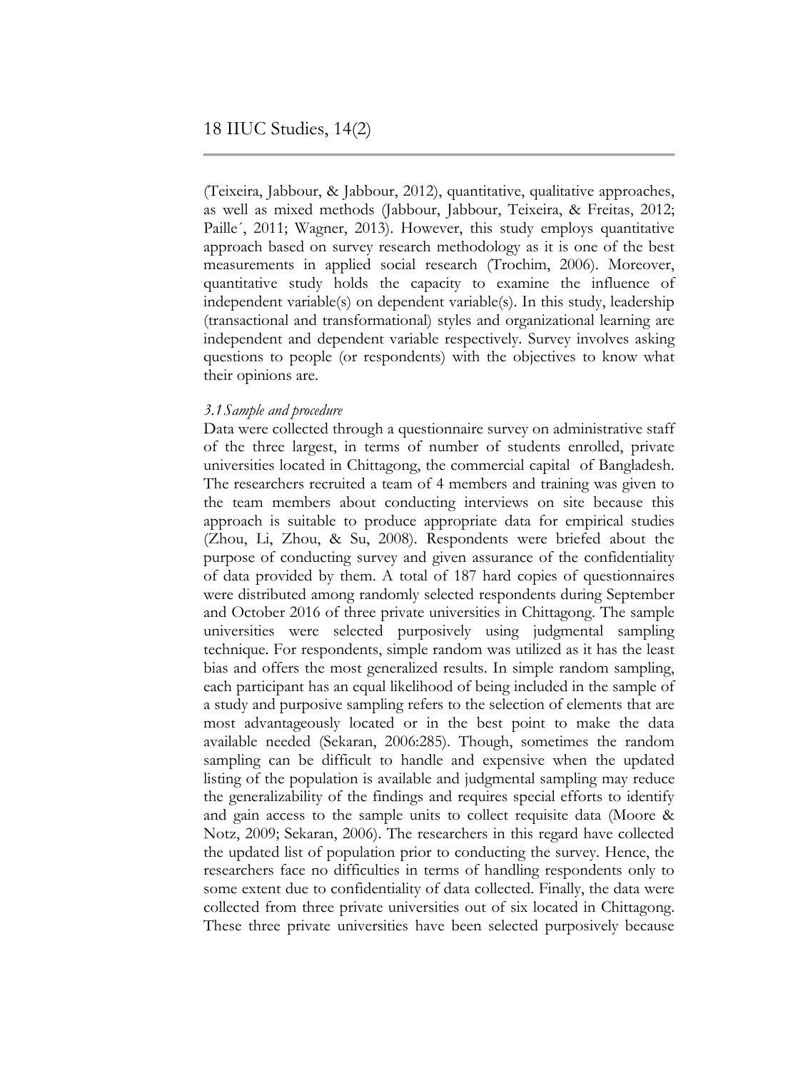(Teixeira, Jabbour, & Jabbour, 2012), quantitative, qualitative approaches, as well as mixed methods (Jabbour, Jabbour, Teixeira, & Freitas, 2012; Paille´, 2011; Wagner, 2013). However, this study employs quantitative approach based on survey research methodology as it is one of the best measurements in applied social research (Trochim, 2006). Moreover, quantitative study holds the capacity to examine the influence of independent variable(s) on dependent variable(s). In this study, leadership (transactional and transformational) styles and organizational learning are independent and dependent variable respectively. Survey involves asking questions to people (or respondents) with the objectives to know what their opinions are.

### *3.1 Sample and procedure*

Data were collected through a questionnaire survey on administrative staff of the three largest, in terms of number of students enrolled, private universities located in Chittagong, the commercial capital of Bangladesh. The researchers recruited a team of 4 members and training was given to the team members about conducting interviews on site because this approach is suitable to produce appropriate data for empirical studies (Zhou, Li, Zhou, & Su, 2008). Respondents were briefed about the purpose of conducting survey and given assurance of the confidentiality of data provided by them. A total of 187 hard copies of questionnaires were distributed among randomly selected respondents during September and October 2016 of three private universities in Chittagong. The sample universities were selected purposively using judgmental sampling technique. For respondents, simple random was utilized as it has the least bias and offers the most generalized results. In simple random sampling, each participant has an equal likelihood of being included in the sample of a study and purposive sampling refers to the selection of elements that are most advantageously located or in the best point to make the data available needed (Sekaran, 2006:285). Though, sometimes the random sampling can be difficult to handle and expensive when the updated listing of the population is available and judgmental sampling may reduce the generalizability of the findings and requires special efforts to identify and gain access to the sample units to collect requisite data (Moore & Notz, 2009; Sekaran, 2006). The researchers in this regard have collected the updated list of population prior to conducting the survey. Hence, the researchers face no difficulties in terms of handling respondents only to some extent due to confidentiality of data collected. Finally, the data were collected from three private universities out of six located in Chittagong. These three private universities have been selected purposively because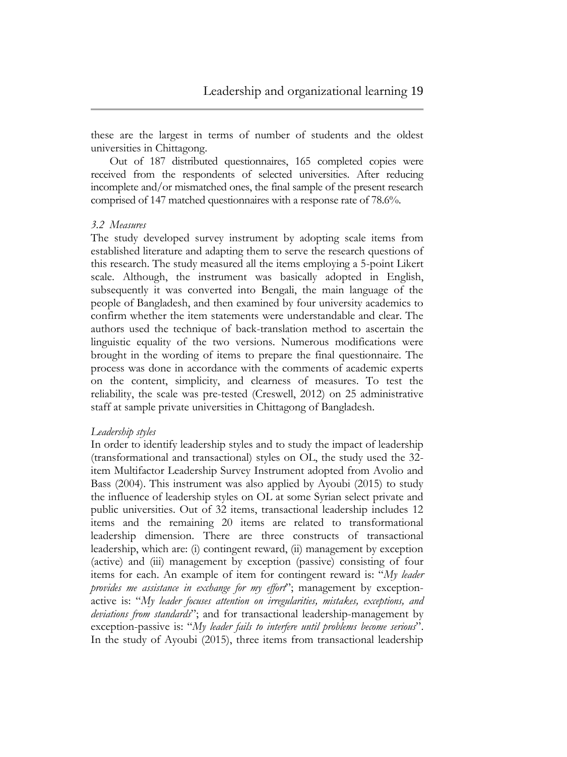these are the largest in terms of number of students and the oldest universities in Chittagong.

Out of 187 distributed questionnaires, 165 completed copies were received from the respondents of selected universities. After reducing incomplete and/or mismatched ones, the final sample of the present research comprised of 147 matched questionnaires with a response rate of 78.6%.

### *3.2 Measures*

The study developed survey instrument by adopting scale items from established literature and adapting them to serve the research questions of this research. The study measured all the items employing a 5-point Likert scale. Although, the instrument was basically adopted in English, subsequently it was converted into Bengali, the main language of the people of Bangladesh, and then examined by four university academics to confirm whether the item statements were understandable and clear. The authors used the technique of back-translation method to ascertain the linguistic equality of the two versions. Numerous modifications were brought in the wording of items to prepare the final questionnaire. The process was done in accordance with the comments of academic experts on the content, simplicity, and clearness of measures. To test the reliability, the scale was pre-tested (Creswell, 2012) on 25 administrative staff at sample private universities in Chittagong of Bangladesh.

#### *Leadership styles*

In order to identify leadership styles and to study the impact of leadership (transformational and transactional) styles on OL, the study used the 32-item Multifactor Leadership Survey Instrument adopted from Avolio and Bass (2004). This instrument was also applied by Ayoubi (2015) to study the influence of leadership styles on OL at some Syrian select private and public universities. Out of 32 items, transactional leadership includes 12 items and the remaining 20 items are related to transformational leadership dimension. There are three constructs of transactional leadership, which are: (i) contingent reward, (ii) management by exception (active) and (iii) management by exception (passive) consisting of four items for each. An example of item for contingent reward is: "*My leader provides me assistance in exchange for my effort*"; management by exception-active is: "*My leader focuses attention on irregularities, mistakes, exceptions, and deviations from standards*"; and for transactional leadership-management by exception-passive is: "*My leader fails to interfere until problems become serious*". In the study of Ayoubi (2015), three items from transactional leadership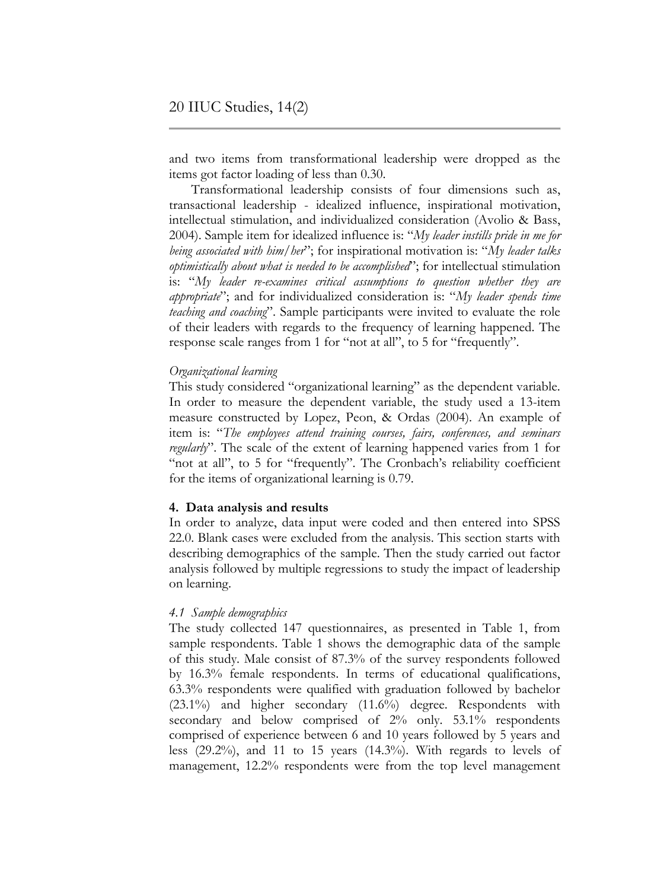and two items from transformational leadership were dropped as the items got factor loading of less than 0.30.

Transformational leadership consists of four dimensions such as, transactional leadership - idealized influence, inspirational motivation, intellectual stimulation, and individualized consideration (Avolio & Bass, 2004). Sample item for idealized influence is: "*My leader instills pride in me for being associated with him/her*"; for inspirational motivation is: "*My leader talks optimistically about what is needed to be accomplished*"; for intellectual stimulation is: "*My leader re-examines critical assumptions to question whether they are appropriate*"; and for individualized consideration is: "*My leader spends time teaching and coaching*". Sample participants were invited to evaluate the role of their leaders with regards to the frequency of learning happened. The response scale ranges from 1 for "not at all", to 5 for "frequently".

*Organizational learning*

This study considered "organizational learning" as the dependent variable. In order to measure the dependent variable, the study used a 13-item measure constructed by Lopez, Peon, & Ordas (2004). An example of item is: "*The employees attend training courses, fairs, conferences, and seminars regularly*". The scale of the extent of learning happened varies from 1 for "not at all", to 5 for "frequently". The Cronbach's reliability coefficient for the items of organizational learning is 0.79.

## 4. Data analysis and results

In order to analyze, data input were coded and then entered into SPSS 22.0. Blank cases were excluded from the analysis. This section starts with describing demographics of the sample. Then the study carried out factor analysis followed by multiple regressions to study the impact of leadership on learning.

### *4.1 Sample demographics*

The study collected 147 questionnaires, as presented in Table 1, from sample respondents. Table 1 shows the demographic data of the sample of this study. Male consist of 87.3% of the survey respondents followed by 16.3% female respondents. In terms of educational qualifications, 63.3% respondents were qualified with graduation followed by bachelor (23.1%) and higher secondary (11.6%) degree. Respondents with secondary and below comprised of 2% only. 53.1% respondents comprised of experience between 6 and 10 years followed by 5 years and less (29.2%), and 11 to 15 years (14.3%). With regards to levels of management, 12.2% respondents were from the top level management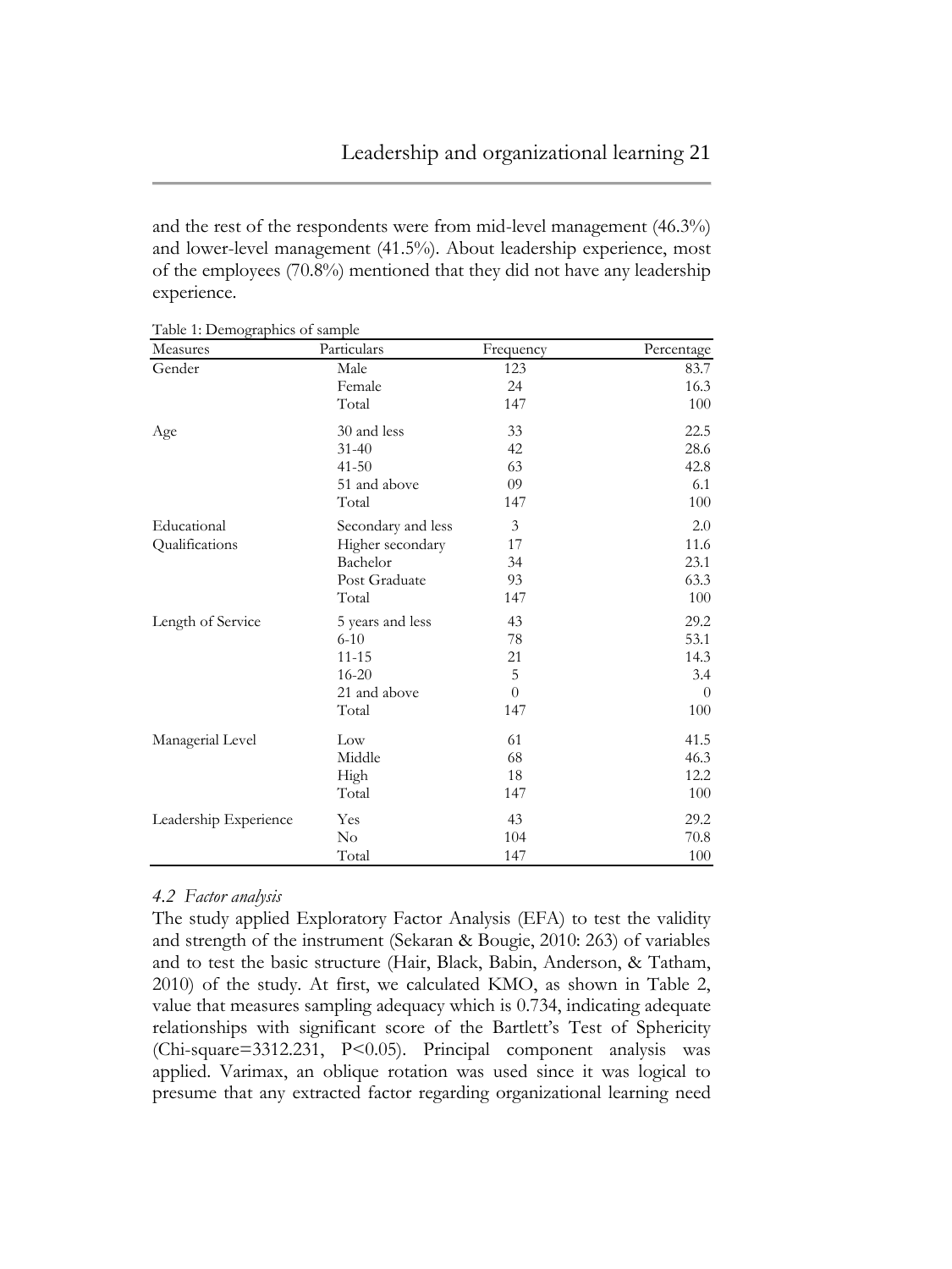and the rest of the respondents were from mid-level management (46.3%) and lower-level management (41.5%). About leadership experience, most of the employees (70.8%) mentioned that they did not have any leadership experience.

Table 1: Demographics of sample

| Measures | Particulars | Frequency | Percentage |
|---|---|---|---|
| Gender | Male | 123 | 83.7 |
| | Female | 24 | 16.3 |
| | Total | 147 | 100 |
| Age | 30 and less | 33 | 22.5 |
| | 31-40 | 42 | 28.6 |
| | 41-50 | 63 | 42.8 |
| | 51 and above | 09 | 6.1 |
| | Total | 147 | 100 |
| Educational Qualifications | Secondary and less | 3 | 2.0 |
| | Higher secondary | 17 | 11.6 |
| | Bachelor | 34 | 23.1 |
| | Post Graduate | 93 | 63.3 |
| | Total | 147 | 100 |
| Length of Service | 5 years and less | 43 | 29.2 |
| | 6-10 | 78 | 53.1 |
| | 11-15 | 21 | 14.3 |
| | 16-20 | 5 | 3.4 |
| | 21 and above | 0 | 0 |
| | Total | 147 | 100 |
| Managerial Level | Low | 61 | 41.5 |
| | Middle | 68 | 46.3 |
| | High | 18 | 12.2 |
| | Total | 147 | 100 |
| Leadership Experience | Yes | 43 | 29.2 |
| | No | 104 | 70.8 |
| | Total | 147 | 100 |

### *4.2 Factor analysis*

The study applied Exploratory Factor Analysis (EFA) to test the validity and strength of the instrument (Sekaran & Bougie, 2010: 263) of variables and to test the basic structure (Hair, Black, Babin, Anderson, & Tatham, 2010) of the study. At first, we calculated KMO, as shown in Table 2, value that measures sampling adequacy which is 0.734, indicating adequate relationships with significant score of the Bartlett's Test of Sphericity (Chi-square=3312.231, $P<0.05$). Principal component analysis was applied. Varimax, an oblique rotation was used since it was logical to presume that any extracted factor regarding organizational learning need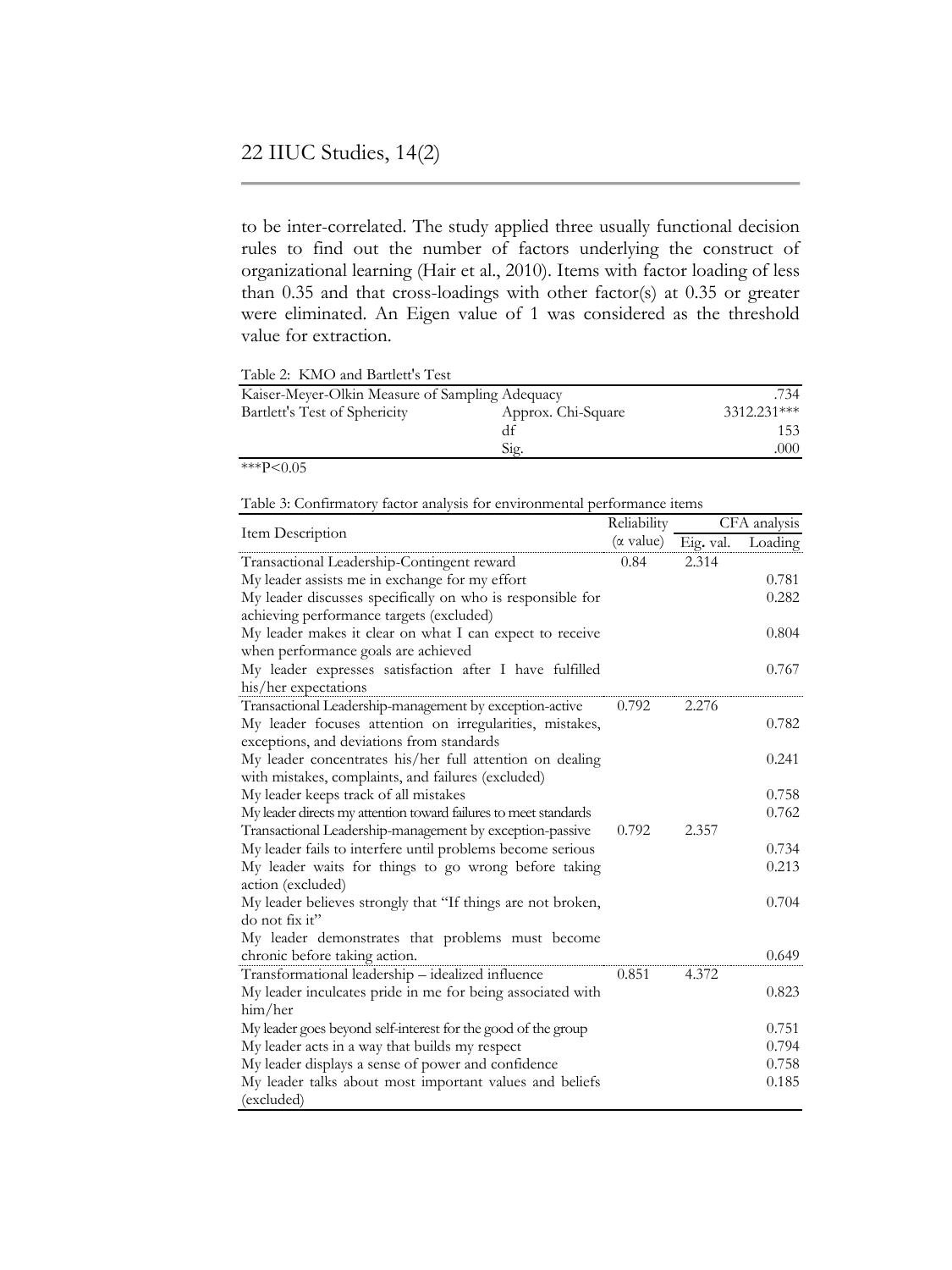to be inter-correlated. The study applied three usually functional decision rules to find out the number of factors underlying the construct of organizational learning (Hair et al., 2010). Items with factor loading of less than 0.35 and that cross-loadings with other factor(s) at 0.35 or greater were eliminated. An Eigen value of 1 was considered as the threshold value for extraction.

Table 2: KMO and Bartlett's Test

| | | |
|---|---|---|
| Kaiser-Meyer-Olkin Measure of Sampling Adequacy | | .734 |
| Bartlett's Test of Sphericity | Approx. Chi-Square | 3312.231*** |
| | df | 153 |
| | Sig. | .000 |

***P<0.05

Table 3: Confirmatory factor analysis for environmental performance items

| Item Description | Reliability | CFA analysis | |
|---|---|---|---|
| | (α value) | Eig. val. | Loading |
| Transactional Leadership-Contingent reward | 0.84 | 2.314 | |
| My leader assists me in exchange for my effort | | | 0.781 |
| My leader discusses specifically on who is responsible for achieving performance targets (excluded) | | | 0.282 |
| My leader makes it clear on what I can expect to receive when performance goals are achieved | | | 0.804 |
| My leader expresses satisfaction after I have fulfilled his/her expectations | | | 0.767 |
| Transactional Leadership-management by exception-active | 0.792 | 2.276 | |
| My leader focuses attention on irregularities, mistakes, exceptions, and deviations from standards | | | 0.782 |
| My leader concentrates his/her full attention on dealing with mistakes, complaints, and failures (excluded) | | | 0.241 |
| My leader keeps track of all mistakes | | | 0.758 |
| My leader directs my attention toward failures to meet standards | | | 0.762 |
| Transactional Leadership-management by exception-passive | 0.792 | 2.357 | |
| My leader fails to interfere until problems become serious | | | 0.734 |
| My leader waits for things to go wrong before taking action (excluded) | | | 0.213 |
| My leader believes strongly that "If things are not broken, do not fix it" | | | 0.704 |
| My leader demonstrates that problems must become chronic before taking action. | | | 0.649 |
| Transformational leadership – idealized influence | 0.851 | 4.372 | |
| My leader inculcates pride in me for being associated with him/her | | | 0.823 |
| My leader goes beyond self-interest for the good of the group | | | 0.751 |
| My leader acts in a way that builds my respect | | | 0.794 |
| My leader displays a sense of power and confidence | | | 0.758 |
| My leader talks about most important values and beliefs (excluded) | | | 0.185 |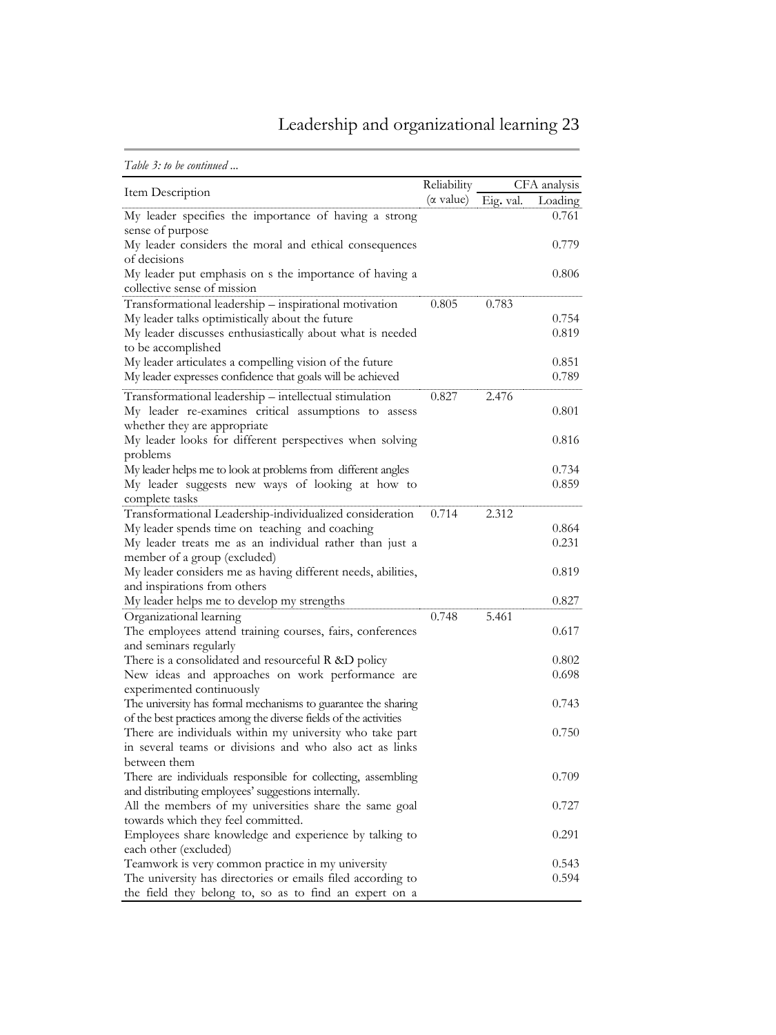*Table 3: to be continued ...*

| Item Description | Reliability (α value) | CFA analysis Eig. val. | Loading |
|---|---|---|---|
| My leader specifies the importance of having a strong sense of purpose | | | 0.761 |
| My leader considers the moral and ethical consequences of decisions | | | 0.779 |
| My leader put emphasis on s the importance of having a collective sense of mission | | | 0.806 |
| Transformational leadership – inspirational motivation | 0.805 | 0.783 | |
| My leader talks optimistically about the future | | | 0.754 |
| My leader discusses enthusiastically about what is needed to be accomplished | | | 0.819 |
| My leader articulates a compelling vision of the future | | | 0.851 |
| My leader expresses confidence that goals will be achieved | | | 0.789 |
| Transformational leadership – intellectual stimulation | 0.827 | 2.476 | |
| My leader re-examines critical assumptions to assess whether they are appropriate | | | 0.801 |
| My leader looks for different perspectives when solving problems | | | 0.816 |
| My leader helps me to look at problems from different angles | | | 0.734 |
| My leader suggests new ways of looking at how to complete tasks | | | 0.859 |
| Transformational Leadership-individualized consideration | 0.714 | 2.312 | |
| My leader spends time on teaching and coaching | | | 0.864 |
| My leader treats me as an individual rather than just a member of a group (excluded) | | | 0.231 |
| My leader considers me as having different needs, abilities, and inspirations from others | | | 0.819 |
| My leader helps me to develop my strengths | | | 0.827 |
| Organizational learning | 0.748 | 5.461 | |
| The employees attend training courses, fairs, conferences and seminars regularly | | | 0.617 |
| There is a consolidated and resourceful R &D policy | | | 0.802 |
| New ideas and approaches on work performance are experimented continuously | | | 0.698 |
| The university has formal mechanisms to guarantee the sharing of the best practices among the diverse fields of the activities | | | 0.743 |
| There are individuals within my university who take part in several teams or divisions and who also act as links between them | | | 0.750 |
| There are individuals responsible for collecting, assembling and distributing employees' suggestions internally. | | | 0.709 |
| All the members of my universities share the same goal towards which they feel committed. | | | 0.727 |
| Employees share knowledge and experience by talking to each other (excluded) | | | 0.291 |
| Teamwork is very common practice in my university | | | 0.543 |
| The university has directories or emails filed according to the field they belong to, so as to find an expert on a | | | 0.594 |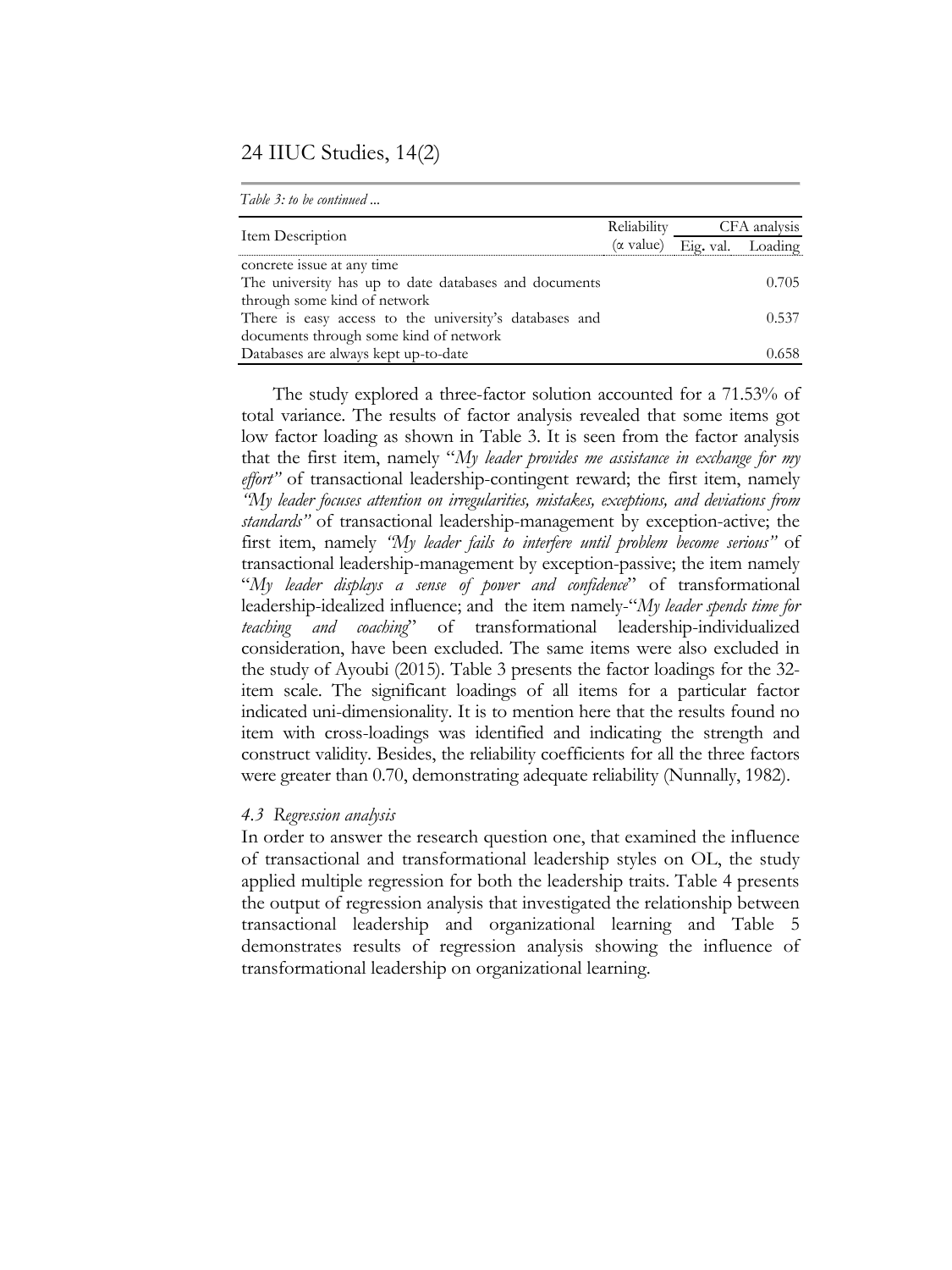*Table 3: to be continued ...*

| Item Description | Reliability | CFA analysis | |
|---|---|---|---|
| | (α value) | Eig. val. | Loading |
| concrete issue at any time | | | |
| The university has up to date databases and documents through some kind of network | | | 0.705 |
| There is easy access to the university's databases and documents through some kind of network | | | 0.537 |
| Databases are always kept up-to-date | | | 0.658 |

The study explored a three-factor solution accounted for a 71.53% of total variance. The results of factor analysis revealed that some items got low factor loading as shown in Table 3. It is seen from the factor analysis that the first item, namely "*My leader provides me assistance in exchange for my effort"* of transactional leadership-contingent reward; the first item, namely *"My leader focuses attention on irregularities, mistakes, exceptions, and deviations from standards"* of transactional leadership-management by exception-active; the first item, namely *"My leader fails to interfere until problem become serious"* of transactional leadership-management by exception-passive; the item namely "*My leader displays a sense of power and confidence*" of transformational leadership-idealized influence; and the item namely-"*My leader spends time for teaching and coaching*" of transformational leadership-individualized consideration, have been excluded. The same items were also excluded in the study of Ayoubi (2015). Table 3 presents the factor loadings for the 32-item scale. The significant loadings of all items for a particular factor indicated uni-dimensionality. It is to mention here that the results found no item with cross-loadings was identified and indicating the strength and construct validity. Besides, the reliability coefficients for all the three factors were greater than 0.70, demonstrating adequate reliability (Nunnally, 1982).

### *4.3 Regression analysis*

In order to answer the research question one, that examined the influence of transactional and transformational leadership styles on OL, the study applied multiple regression for both the leadership traits. Table 4 presents the output of regression analysis that investigated the relationship between transactional leadership and organizational learning and Table 5 demonstrates results of regression analysis showing the influence of transformational leadership on organizational learning.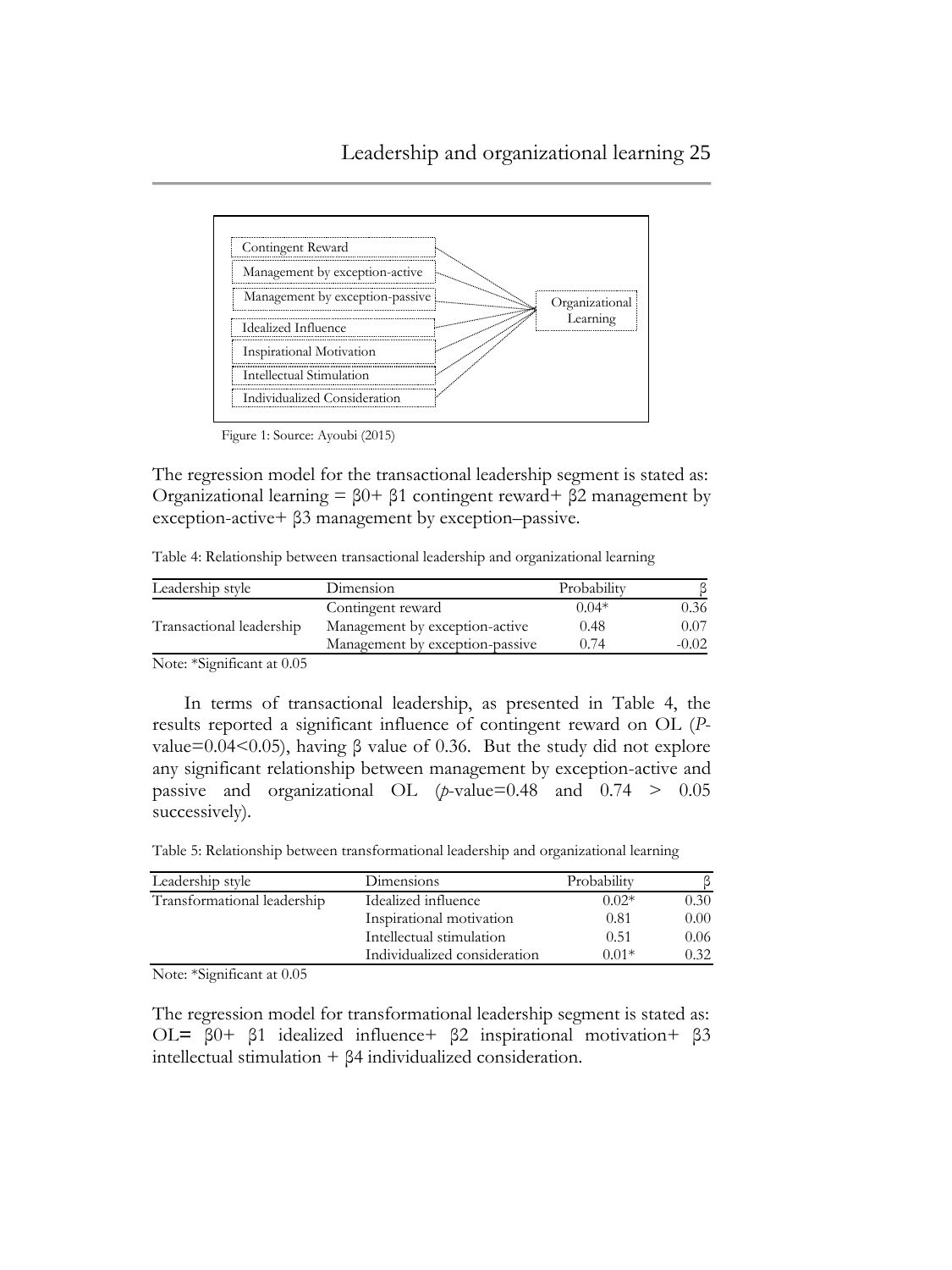Contingent Reward

Management by exception-active

Management by exception-passive

Idealized Influence

Inspirational Motivation

Intellectual Stimulation

Individualized Consideration

Organizational Learning

Figure 1: Source: Ayoubi (2015)

The regression model for the transactional leadership segment is stated as: Organizational learning = β0+ β1 contingent reward+ β2 management by exception-active+ β3 management by exception–passive.

Table 4: Relationship between transactional leadership and organizational learning

| Leadership style | Dimension | Probability | β |
|---|---|---|---|
| | Contingent reward | 0.04* | 0.36 |
| Transactional leadership | Management by exception-active | 0.48 | 0.07 |
| | Management by exception-passive | 0.74 | -0.02 |

Note: *Significant at 0.05

In terms of transactional leadership, as presented in Table 4, the results reported a significant influence of contingent reward on OL (*P*-value=0.04<0.05), having β value of 0.36. But the study did not explore any significant relationship between management by exception-active and passive and organizational OL (*p*-value=0.48 and 0.74 > 0.05 successively).

Table 5: Relationship between transformational leadership and organizational learning

| Leadership style | Dimensions | Probability | β |
|---|---|---|---|
| Transformational leadership | Idealized influence | 0.02* | 0.30 |
| | Inspirational motivation | 0.81 | 0.00 |
| | Intellectual stimulation | 0.51 | 0.06 |
| | Individualized consideration | 0.01* | 0.32 |

Note: *Significant at 0.05

The regression model for transformational leadership segment is stated as: OL= β0+ β1 idealized influence+ β2 inspirational motivation+ β3 intellectual stimulation + β4 individualized consideration.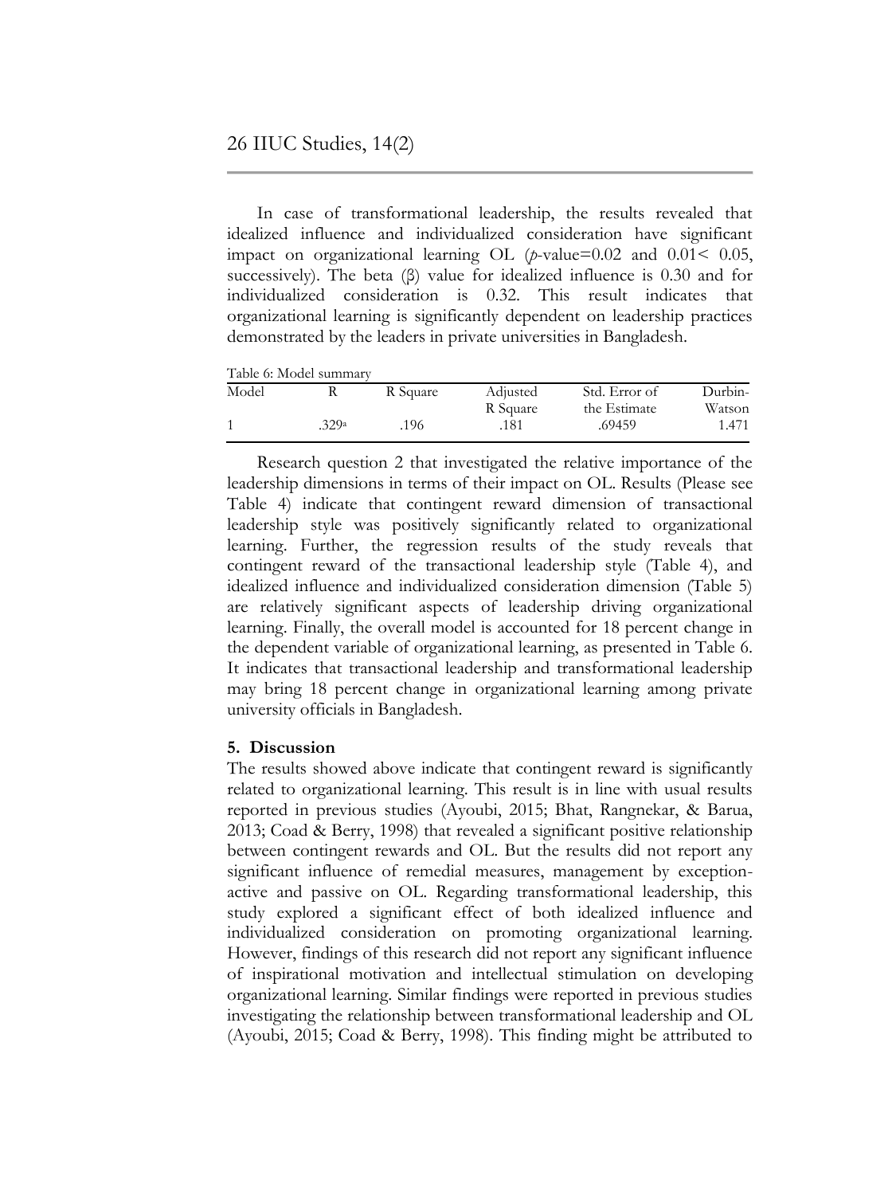In case of transformational leadership, the results revealed that idealized influence and individualized consideration have significant impact on organizational learning OL (*p*-value=0.02 and 0.01< 0.05, successively). The beta (β) value for idealized influence is 0.30 and for individualized consideration is 0.32. This result indicates that organizational learning is significantly dependent on leadership practices demonstrated by the leaders in private universities in Bangladesh.

Table 6: Model summary

| Model | R | R Square | Adjusted R Square | Std. Error of the Estimate | Durbin-Watson |
|---|---|---|---|---|---|
| 1 | .329[a] | .196 | .181 | .69459 | 1.471 |

Research question 2 that investigated the relative importance of the leadership dimensions in terms of their impact on OL. Results (Please see Table 4) indicate that contingent reward dimension of transactional leadership style was positively significantly related to organizational learning. Further, the regression results of the study reveals that contingent reward of the transactional leadership style (Table 4), and idealized influence and individualized consideration dimension (Table 5) are relatively significant aspects of leadership driving organizational learning. Finally, the overall model is accounted for 18 percent change in the dependent variable of organizational learning, as presented in Table 6. It indicates that transactional leadership and transformational leadership may bring 18 percent change in organizational learning among private university officials in Bangladesh.

## 5. Discussion

The results showed above indicate that contingent reward is significantly related to organizational learning. This result is in line with usual results reported in previous studies (Ayoubi, 2015; Bhat, Rangnekar, & Barua, 2013; Coad & Berry, 1998) that revealed a significant positive relationship between contingent rewards and OL. But the results did not report any significant influence of remedial measures, management by exception-active and passive on OL. Regarding transformational leadership, this study explored a significant effect of both idealized influence and individualized consideration on promoting organizational learning. However, findings of this research did not report any significant influence of inspirational motivation and intellectual stimulation on developing organizational learning. Similar findings were reported in previous studies investigating the relationship between transformational leadership and OL (Ayoubi, 2015; Coad & Berry, 1998). This finding might be attributed to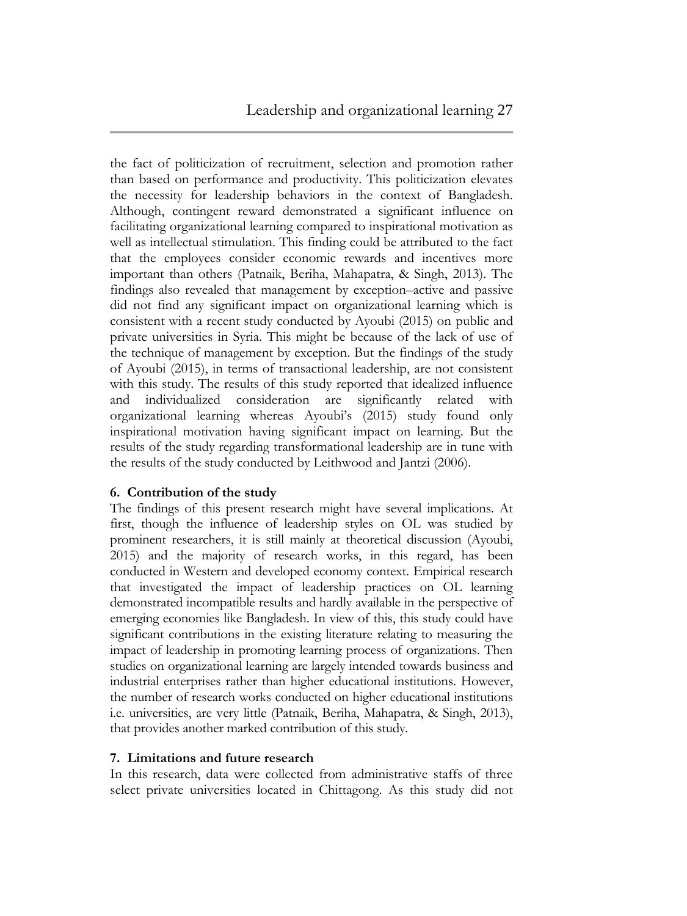the fact of politicization of recruitment, selection and promotion rather than based on performance and productivity. This politicization elevates the necessity for leadership behaviors in the context of Bangladesh. Although, contingent reward demonstrated a significant influence on facilitating organizational learning compared to inspirational motivation as well as intellectual stimulation. This finding could be attributed to the fact that the employees consider economic rewards and incentives more important than others (Patnaik, Beriha, Mahapatra, & Singh, 2013). The findings also revealed that management by exception–active and passive did not find any significant impact on organizational learning which is consistent with a recent study conducted by Ayoubi (2015) on public and private universities in Syria. This might be because of the lack of use of the technique of management by exception. But the findings of the study of Ayoubi (2015), in terms of transactional leadership, are not consistent with this study. The results of this study reported that idealized influence and individualized consideration are significantly related with organizational learning whereas Ayoubi's (2015) study found only inspirational motivation having significant impact on learning. But the results of the study regarding transformational leadership are in tune with the results of the study conducted by Leithwood and Jantzi (2006).

## 6. Contribution of the study

The findings of this present research might have several implications. At first, though the influence of leadership styles on OL was studied by prominent researchers, it is still mainly at theoretical discussion (Ayoubi, 2015) and the majority of research works, in this regard, has been conducted in Western and developed economy context. Empirical research that investigated the impact of leadership practices on OL learning demonstrated incompatible results and hardly available in the perspective of emerging economies like Bangladesh. In view of this, this study could have significant contributions in the existing literature relating to measuring the impact of leadership in promoting learning process of organizations. Then studies on organizational learning are largely intended towards business and industrial enterprises rather than higher educational institutions. However, the number of research works conducted on higher educational institutions i.e. universities, are very little (Patnaik, Beriha, Mahapatra, & Singh, 2013), that provides another marked contribution of this study.

## 7. Limitations and future research

In this research, data were collected from administrative staffs of three select private universities located in Chittagong. As this study did not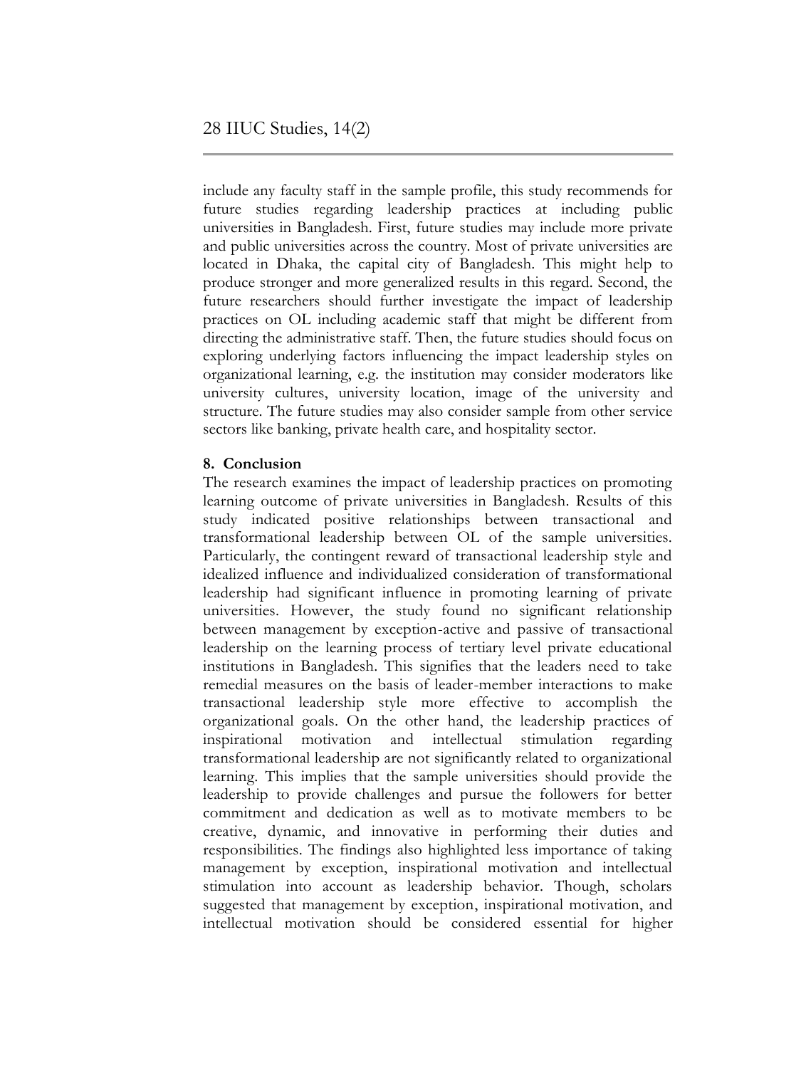include any faculty staff in the sample profile, this study recommends for future studies regarding leadership practices at including public universities in Bangladesh. First, future studies may include more private and public universities across the country. Most of private universities are located in Dhaka, the capital city of Bangladesh. This might help to produce stronger and more generalized results in this regard. Second, the future researchers should further investigate the impact of leadership practices on OL including academic staff that might be different from directing the administrative staff. Then, the future studies should focus on exploring underlying factors influencing the impact leadership styles on organizational learning, e.g. the institution may consider moderators like university cultures, university location, image of the university and structure. The future studies may also consider sample from other service sectors like banking, private health care, and hospitality sector.

## 8. Conclusion

The research examines the impact of leadership practices on promoting learning outcome of private universities in Bangladesh. Results of this study indicated positive relationships between transactional and transformational leadership between OL of the sample universities. Particularly, the contingent reward of transactional leadership style and idealized influence and individualized consideration of transformational leadership had significant influence in promoting learning of private universities. However, the study found no significant relationship between management by exception-active and passive of transactional leadership on the learning process of tertiary level private educational institutions in Bangladesh. This signifies that the leaders need to take remedial measures on the basis of leader-member interactions to make transactional leadership style more effective to accomplish the organizational goals. On the other hand, the leadership practices of inspirational motivation and intellectual stimulation regarding transformational leadership are not significantly related to organizational learning. This implies that the sample universities should provide the leadership to provide challenges and pursue the followers for better commitment and dedication as well as to motivate members to be creative, dynamic, and innovative in performing their duties and responsibilities. The findings also highlighted less importance of taking management by exception, inspirational motivation and intellectual stimulation into account as leadership behavior. Though, scholars suggested that management by exception, inspirational motivation, and intellectual motivation should be considered essential for higher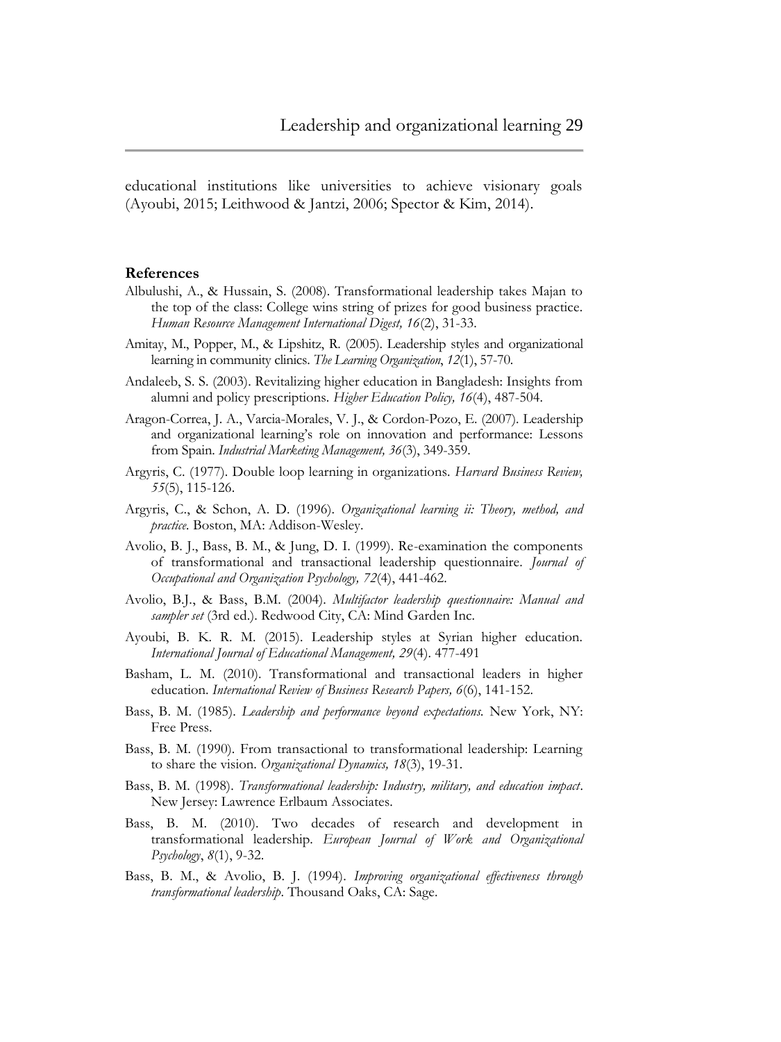educational institutions like universities to achieve visionary goals (Ayoubi, 2015; Leithwood & Jantzi, 2006; Spector & Kim, 2014).

## References

Albulushi, A., & Hussain, S. (2008). Transformational leadership takes Majan to the top of the class: College wins string of prizes for good business practice. *Human Resource Management International Digest, 16*(2), 31-33.

Amitay, M., Popper, M., & Lipshitz, R. (2005). Leadership styles and organizational learning in community clinics. *The Learning Organization*, *12*(1), 57-70.

Andaleeb, S. S. (2003). Revitalizing higher education in Bangladesh: Insights from alumni and policy prescriptions. *Higher Education Policy, 16*(4), 487-504.

Aragon-Correa, J. A., Varcia-Morales, V. J., & Cordon-Pozo, E. (2007). Leadership and organizational learning's role on innovation and performance: Lessons from Spain. *Industrial Marketing Management, 36*(3), 349-359.

Argyris, C. (1977). Double loop learning in organizations. *Harvard Business Review, 55*(5), 115-126.

Argyris, C., & Schon, A. D. (1996). *Organizational learning ii: Theory, method, and practice*. Boston, MA: Addison-Wesley.

Avolio, B. J., Bass, B. M., & Jung, D. I. (1999). Re-examination the components of transformational and transactional leadership questionnaire. *Journal of Occupational and Organization Psychology, 72*(4), 441-462.

Avolio, B.J., & Bass, B.M. (2004). *Multifactor leadership questionnaire: Manual and sampler set* (3rd ed.). Redwood City, CA: Mind Garden Inc.

Ayoubi, B. K. R. M. (2015). Leadership styles at Syrian higher education. *International Journal of Educational Management, 29*(4). 477-491

Basham, L. M. (2010). Transformational and transactional leaders in higher education. *International Review of Business Research Papers, 6*(6), 141-152.

Bass, B. M. (1985). *Leadership and performance beyond expectations.* New York, NY: Free Press.

Bass, B. M. (1990). From transactional to transformational leadership: Learning to share the vision. *Organizational Dynamics, 18*(3), 19-31.

Bass, B. M. (1998). *Transformational leadership: Industry, military, and education impact*. New Jersey: Lawrence Erlbaum Associates.

Bass, B. M. (2010). Two decades of research and development in transformational leadership. *European Journal of Work and Organizational Psychology*, *8*(1), 9-32.

Bass, B. M., & Avolio, B. J. (1994). *Improving organizational effectiveness through transformational leadership*. Thousand Oaks, CA: Sage.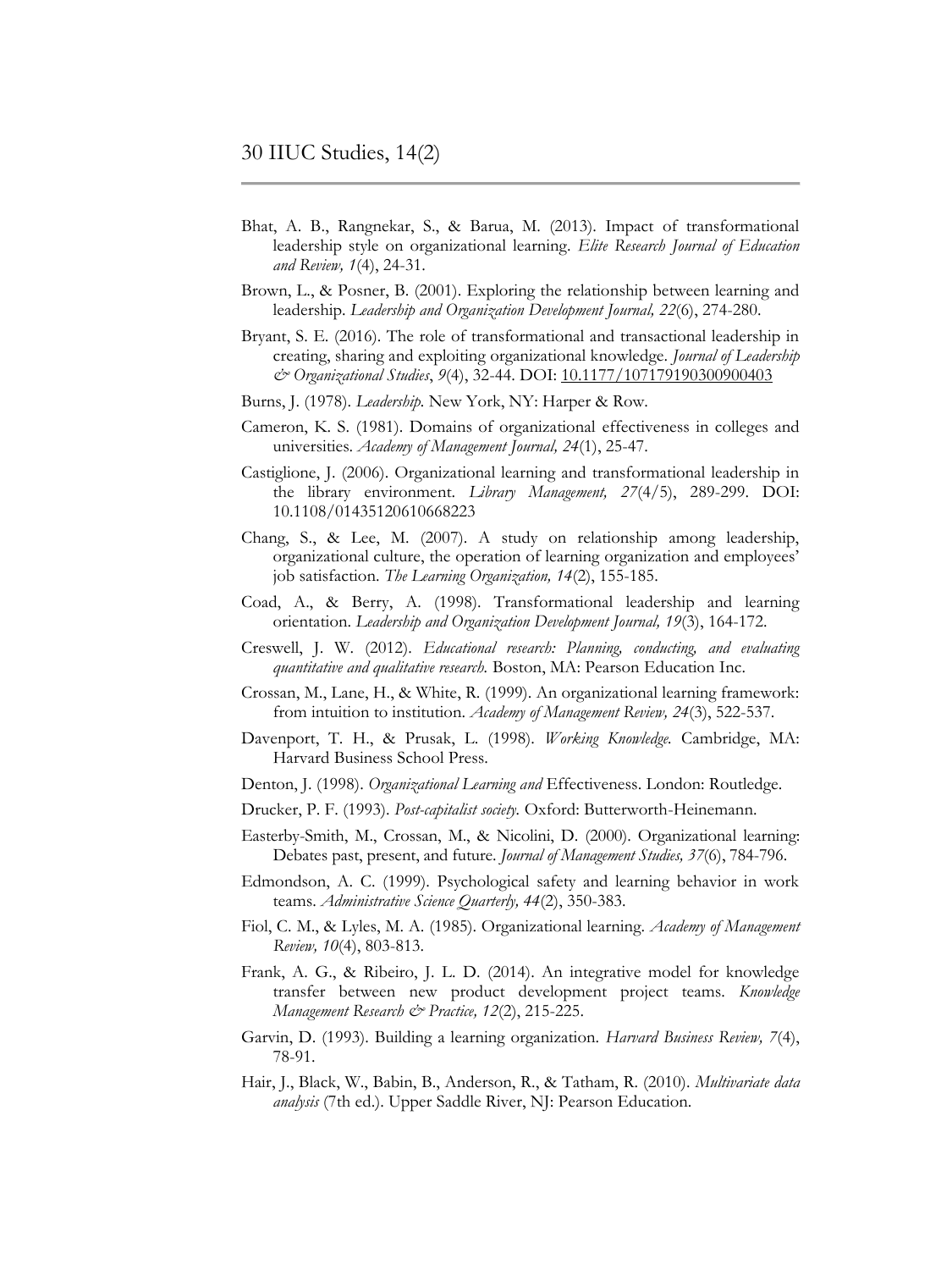Bhat, A. B., Rangnekar, S., & Barua, M. (2013). Impact of transformational leadership style on organizational learning. *Elite Research Journal of Education and Review, 1*(4), 24-31.

Brown, L., & Posner, B. (2001). Exploring the relationship between learning and leadership. *Leadership and Organization Development Journal, 22*(6), 274-280.

Bryant, S. E. (2016). The role of transformational and transactional leadership in creating, sharing and exploiting organizational knowledge. *Journal of Leadership & Organizational Studies*, *9*(4), 32-44. DOI: 10.1177/107179190300900403

Burns, J. (1978). *Leadership.* New York, NY: Harper & Row.

Cameron, K. S. (1981). Domains of organizational effectiveness in colleges and universities. *Academy of Management Journal, 24*(1), 25-47.

Castiglione, J. (2006). Organizational learning and transformational leadership in the library environment. *Library Management, 27*(4/5), 289-299. DOI: 10.1108/01435120610668223

Chang, S., & Lee, M. (2007). A study on relationship among leadership, organizational culture, the operation of learning organization and employees' job satisfaction. *The Learning Organization, 14*(2), 155-185.

Coad, A., & Berry, A. (1998). Transformational leadership and learning orientation. *Leadership and Organization Development Journal, 19*(3), 164-172.

Creswell, J. W. (2012). *Educational research: Planning, conducting, and evaluating quantitative and qualitative research.* Boston, MA: Pearson Education Inc.

Crossan, M., Lane, H., & White, R. (1999). An organizational learning framework: from intuition to institution. *Academy of Management Review, 24*(3), 522-537.

Davenport, T. H., & Prusak, L. (1998). *Working Knowledge.* Cambridge, MA: Harvard Business School Press.

Denton, J. (1998). *Organizational Learning and* Effectiveness. London: Routledge.

Drucker, P. F. (1993). *Post-capitalist society.* Oxford: Butterworth-Heinemann.

Easterby-Smith, M., Crossan, M., & Nicolini, D. (2000). Organizational learning: Debates past, present, and future. *Journal of Management Studies, 37*(6), 784-796.

Edmondson, A. C. (1999). Psychological safety and learning behavior in work teams. *Administrative Science Quarterly, 44*(2), 350-383.

Fiol, C. M., & Lyles, M. A. (1985). Organizational learning. *Academy of Management Review, 10*(4), 803-813.

Frank, A. G., & Ribeiro, J. L. D. (2014). An integrative model for knowledge transfer between new product development project teams. *Knowledge Management Research & Practice, 12*(2), 215-225.

Garvin, D. (1993). Building a learning organization. *Harvard Business Review, 7*(4), 78-91.

Hair, J., Black, W., Babin, B., Anderson, R., & Tatham, R. (2010). *Multivariate data analysis* (7th ed.). Upper Saddle River, NJ: Pearson Education.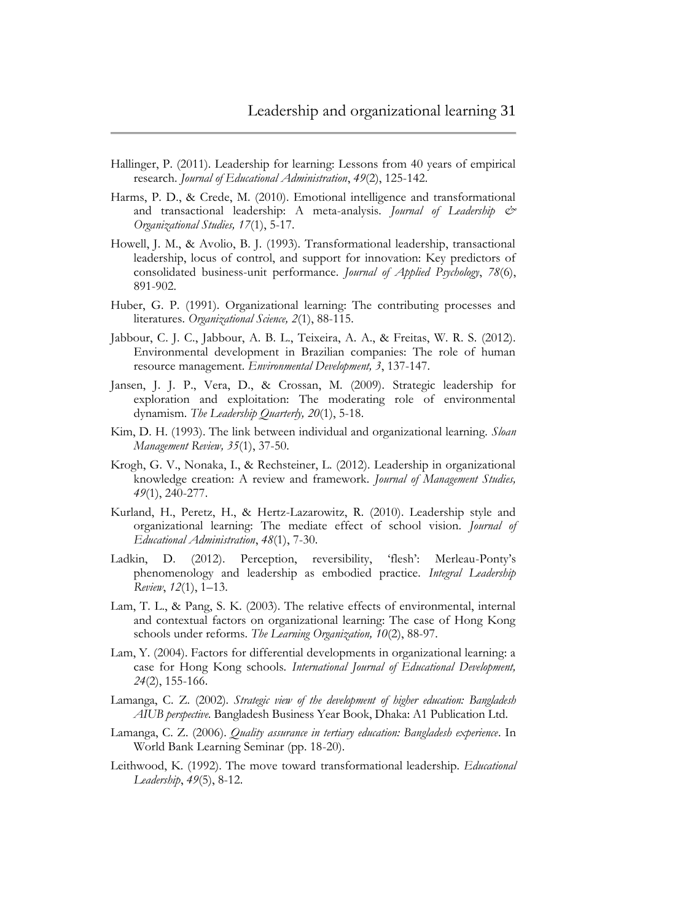Hallinger, P. (2011). Leadership for learning: Lessons from 40 years of empirical research. *Journal of Educational Administration*, *49*(2), 125-142.

Harms, P. D., & Crede, M. (2010). Emotional intelligence and transformational and transactional leadership: A meta-analysis. *Journal of Leadership & Organizational Studies, 17*(1), 5-17.

Howell, J. M., & Avolio, B. J. (1993). Transformational leadership, transactional leadership, locus of control, and support for innovation: Key predictors of consolidated business-unit performance. *Journal of Applied Psychology*, *78*(6), 891-902.

Huber, G. P. (1991). Organizational learning: The contributing processes and literatures. *Organizational Science, 2*(1), 88-115.

Jabbour, C. J. C., Jabbour, A. B. L., Teixeira, A. A., & Freitas, W. R. S. (2012). Environmental development in Brazilian companies: The role of human resource management. *Environmental Development, 3*, 137-147.

Jansen, J. J. P., Vera, D., & Crossan, M. (2009). Strategic leadership for exploration and exploitation: The moderating role of environmental dynamism. *The Leadership Quarterly, 20*(1), 5-18.

Kim, D. H. (1993). The link between individual and organizational learning. *Sloan Management Review, 35*(1), 37-50.

Krogh, G. V., Nonaka, I., & Rechsteiner, L. (2012). Leadership in organizational knowledge creation: A review and framework. *Journal of Management Studies, 49*(1), 240-277.

Kurland, H., Peretz, H., & Hertz-Lazarowitz, R. (2010). Leadership style and organizational learning: The mediate effect of school vision. *Journal of Educational Administration*, *48*(1), 7-30.

Ladkin, D. (2012). Perception, reversibility, 'flesh': Merleau-Ponty's phenomenology and leadership as embodied practice. *Integral Leadership Review*, *12*(1), 1–13.

Lam, T. L., & Pang, S. K. (2003). The relative effects of environmental, internal and contextual factors on organizational learning: The case of Hong Kong schools under reforms. *The Learning Organization, 10*(2), 88-97.

Lam, Y. (2004). Factors for differential developments in organizational learning: a case for Hong Kong schools. *International Journal of Educational Development, 24*(2), 155-166.

Lamanga, C. Z. (2002). *Strategic view of the development of higher education: Bangladesh AIUB perspective*. Bangladesh Business Year Book, Dhaka: A1 Publication Ltd.

Lamanga, C. Z. (2006). *Quality assurance in tertiary education: Bangladesh experience*. In World Bank Learning Seminar (pp. 18-20).

Leithwood, K. (1992). The move toward transformational leadership. *Educational Leadership*, *49*(5), 8-12.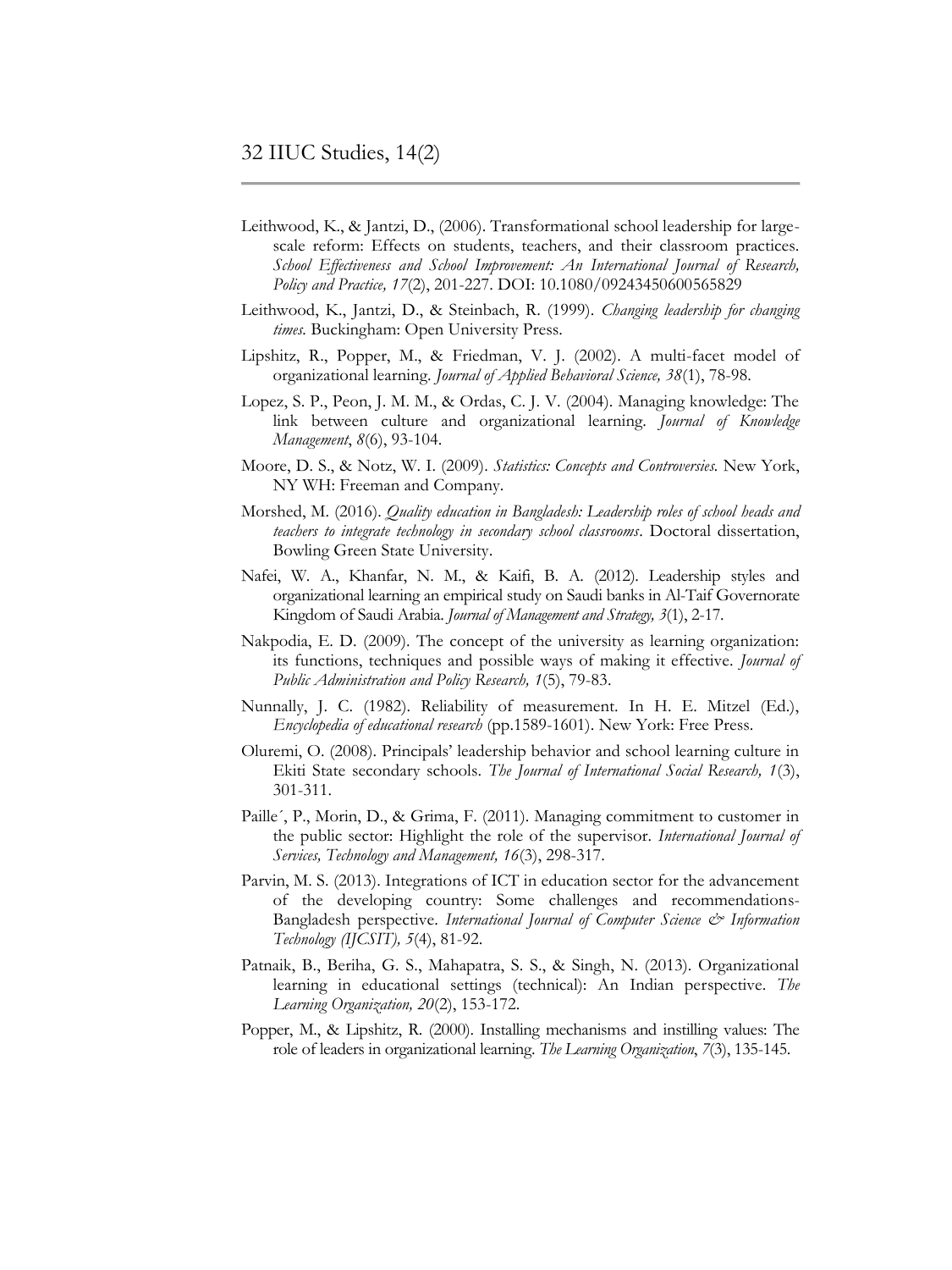Leithwood, K., & Jantzi, D., (2006). Transformational school leadership for large-scale reform: Effects on students, teachers, and their classroom practices. *School Effectiveness and School Improvement: An International Journal of Research, Policy and Practice, 17*(2), 201-227. DOI: 10.1080/09243450600565829

Leithwood, K., Jantzi, D., & Steinbach, R. (1999). *Changing leadership for changing times*. Buckingham: Open University Press.

Lipshitz, R., Popper, M., & Friedman, V. J. (2002). A multi-facet model of organizational learning. *Journal of Applied Behavioral Science, 38*(1), 78-98.

Lopez, S. P., Peon, J. M. M., & Ordas, C. J. V. (2004). Managing knowledge: The link between culture and organizational learning. *Journal of Knowledge Management*, *8*(6), 93-104.

Moore, D. S., & Notz, W. I. (2009). *Statistics: Concepts and Controversies.* New York, NY WH: Freeman and Company.

Morshed, M. (2016). *Quality education in Bangladesh: Leadership roles of school heads and teachers to integrate technology in secondary school classrooms*. Doctoral dissertation, Bowling Green State University.

Nafei, W. A., Khanfar, N. M., & Kaifi, B. A. (2012). Leadership styles and organizational learning an empirical study on Saudi banks in Al-Taif Governorate Kingdom of Saudi Arabia. *Journal of Management and Strategy, 3*(1), 2-17.

Nakpodia, E. D. (2009). The concept of the university as learning organization: its functions, techniques and possible ways of making it effective. *Journal of Public Administration and Policy Research, 1*(5), 79-83.

Nunnally, J. C. (1982). Reliability of measurement. In H. E. Mitzel (Ed.), *Encyclopedia of educational research* (pp.1589-1601). New York: Free Press.

Oluremi, O. (2008). Principals' leadership behavior and school learning culture in Ekiti State secondary schools. *The Journal of International Social Research, 1*(3), 301-311.

Paille´, P., Morin, D., & Grima, F. (2011). Managing commitment to customer in the public sector: Highlight the role of the supervisor. *International Journal of Services, Technology and Management, 16*(3), 298-317.

Parvin, M. S. (2013). Integrations of ICT in education sector for the advancement of the developing country: Some challenges and recommendations-Bangladesh perspective. *International Journal of Computer Science & Information Technology (IJCSIT), 5*(4), 81-92.

Patnaik, B., Beriha, G. S., Mahapatra, S. S., & Singh, N. (2013). Organizational learning in educational settings (technical): An Indian perspective. *The Learning Organization, 20*(2), 153-172.

Popper, M., & Lipshitz, R. (2000). Installing mechanisms and instilling values: The role of leaders in organizational learning. *The Learning Organization*, *7*(3), 135-145.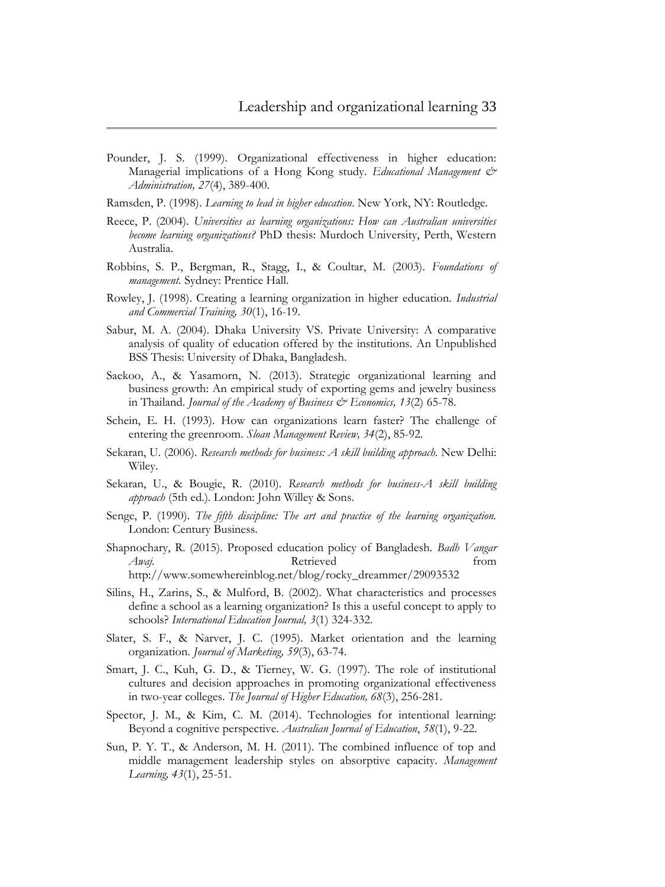Pounder, J. S. (1999). Organizational effectiveness in higher education: Managerial implications of a Hong Kong study. *Educational Management & Administration, 27*(4), 389-400.

Ramsden, P. (1998). *Learning to lead in higher education*. New York, NY: Routledge.

Reece, P. (2004). *Universities as learning organizations: How can Australian universities become learning organizations?* PhD thesis: Murdoch University, Perth, Western Australia.

Robbins, S. P., Bergman, R., Stagg, I., & Coultar, M. (2003). *Foundations of management*. Sydney: Prentice Hall.

Rowley, J. (1998). Creating a learning organization in higher education. *Industrial and Commercial Training, 30*(1), 16-19.

Sabur, M. A. (2004). Dhaka University VS. Private University: A comparative analysis of quality of education offered by the institutions. An Unpublished BSS Thesis: University of Dhaka, Bangladesh.

Saekoo, A., & Yasamorn, N. (2013). Strategic organizational learning and business growth: An empirical study of exporting gems and jewelry business in Thailand. *Journal of the Academy of Business & Economics, 13*(2) 65-78.

Schein, E. H. (1993). How can organizations learn faster? The challenge of entering the greenroom. *Sloan Management Review, 34*(2), 85-92.

Sekaran, U. (2006). *Research methods for business: A skill building approach*. New Delhi: Wiley.

Sekaran, U., & Bougie, R. (2010). *Research methods for business-A skill building approach* (5th ed.). London: John Willey & Sons.

Senge, P. (1990). *The fifth discipline: The art and practice of the learning organization*. London: Century Business.

Shapnochary, R. (2015). Proposed education policy of Bangladesh. *Badh Vangar Awaj*. Retrieved from http://www.somewhereinblog.net/blog/rocky_dreammer/29093532

Silins, H., Zarins, S., & Mulford, B. (2002). What characteristics and processes define a school as a learning organization? Is this a useful concept to apply to schools? *International Education Journal, 3*(1) 324-332.

Slater, S. F., & Narver, J. C. (1995). Market orientation and the learning organization. *Journal of Marketing, 59*(3), 63-74.

Smart, J. C., Kuh, G. D., & Tierney, W. G. (1997). The role of institutional cultures and decision approaches in promoting organizational effectiveness in two-year colleges. *The Journal of Higher Education, 68*(3), 256-281.

Spector, J. M., & Kim, C. M. (2014). Technologies for intentional learning: Beyond a cognitive perspective. *Australian Journal of Education*, *58*(1), 9-22.

Sun, P. Y. T., & Anderson, M. H. (2011). The combined influence of top and middle management leadership styles on absorptive capacity. *Management Learning, 43*(1), 25-51.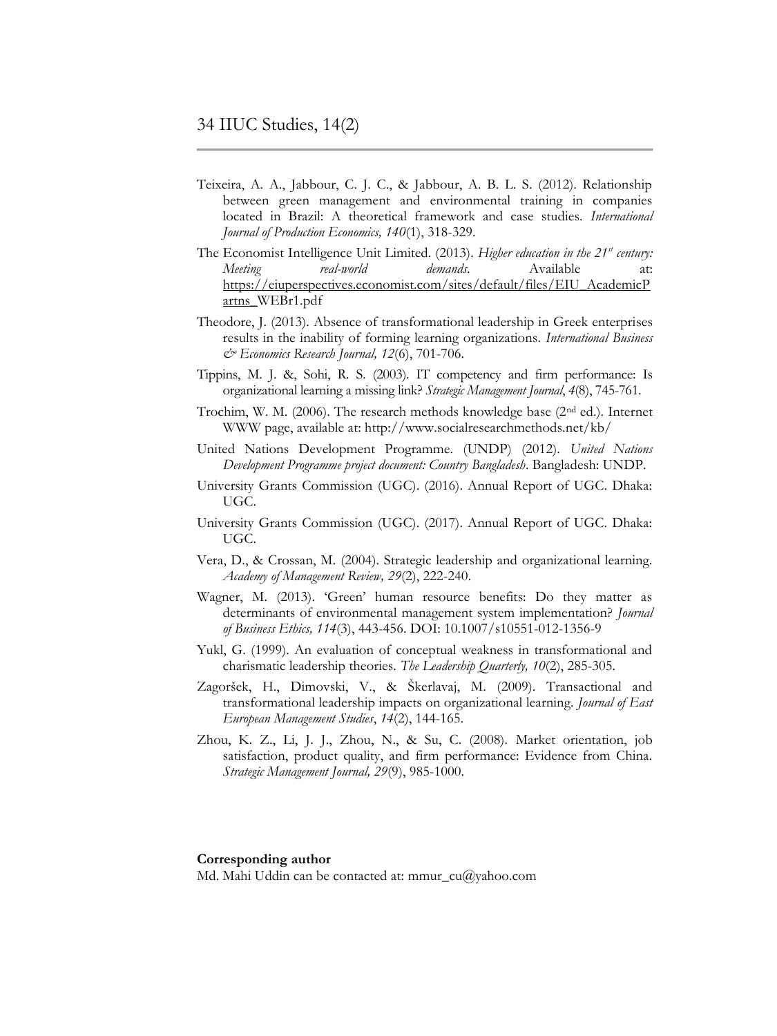Teixeira, A. A., Jabbour, C. J. C., & Jabbour, A. B. L. S. (2012). Relationship between green management and environmental training in companies located in Brazil: A theoretical framework and case studies. *International Journal of Production Economics, 140*(1), 318-329.

The Economist Intelligence Unit Limited. (2013). *Higher education in the 21st century: Meeting real-world demands*. Available at: https://eiuperspectives.economist.com/sites/default/files/EIU_AcademicPartns_WEBr1.pdf

Theodore, J. (2013). Absence of transformational leadership in Greek enterprises results in the inability of forming learning organizations. *International Business & Economics Research Journal, 12*(6), 701-706.

Tippins, M. J. &, Sohi, R. S. (2003). IT competency and firm performance: Is organizational learning a missing link? *Strategic Management Journal*, *4*(8), 745-761.

Trochim, W. M. (2006). The research methods knowledge base (2nd ed.). Internet WWW page, available at: http://www.socialresearchmethods.net/kb/

United Nations Development Programme. (UNDP) (2012). *United Nations Development Programme project document: Country Bangladesh*. Bangladesh: UNDP.

University Grants Commission (UGC). (2016). Annual Report of UGC. Dhaka: UGC.

University Grants Commission (UGC). (2017). Annual Report of UGC. Dhaka: UGC.

Vera, D., & Crossan, M. (2004). Strategic leadership and organizational learning. *Academy of Management Review, 29*(2), 222-240.

Wagner, M. (2013). 'Green' human resource benefits: Do they matter as determinants of environmental management system implementation? *Journal of Business Ethics, 114*(3), 443-456. DOI: 10.1007/s10551-012-1356-9

Yukl, G. (1999). An evaluation of conceptual weakness in transformational and charismatic leadership theories. *The Leadership Quarterly, 10*(2), 285-305.

Zagoršek, H., Dimovski, V., & Škerlavaj, M. (2009). Transactional and transformational leadership impacts on organizational learning. *Journal of East European Management Studies*, *14*(2), 144-165.

Zhou, K. Z., Li, J. J., Zhou, N., & Su, C. (2008). Market orientation, job satisfaction, product quality, and firm performance: Evidence from China. *Strategic Management Journal, 29*(9), 985-1000.

**Corresponding author**

Md. Mahi Uddin can be contacted at: mmur_cu@yahoo.com